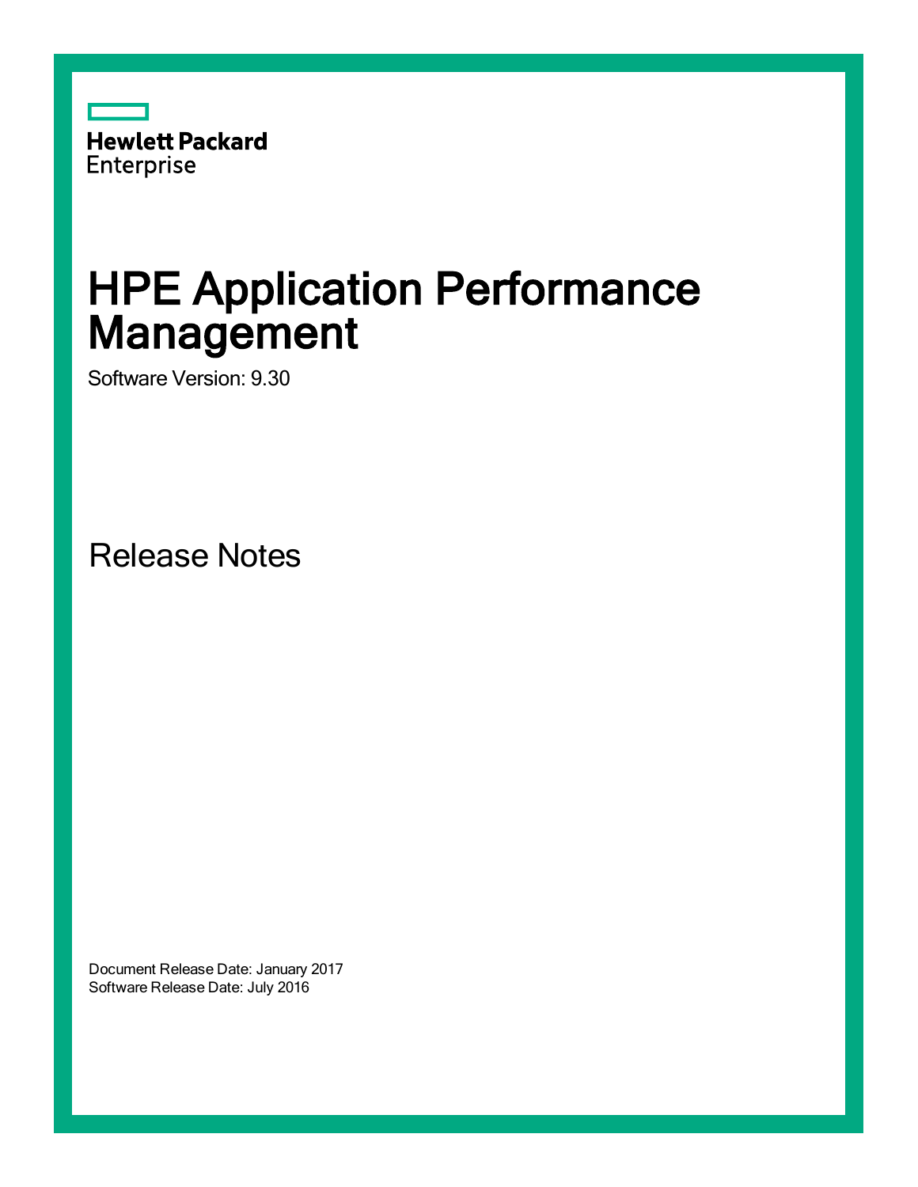Hewlett Packard Enterprise

# HPE Application Performance Management

Software Version: 9.30

## Release Notes

Document Release Date: January 2017
Software Release Date: July 2016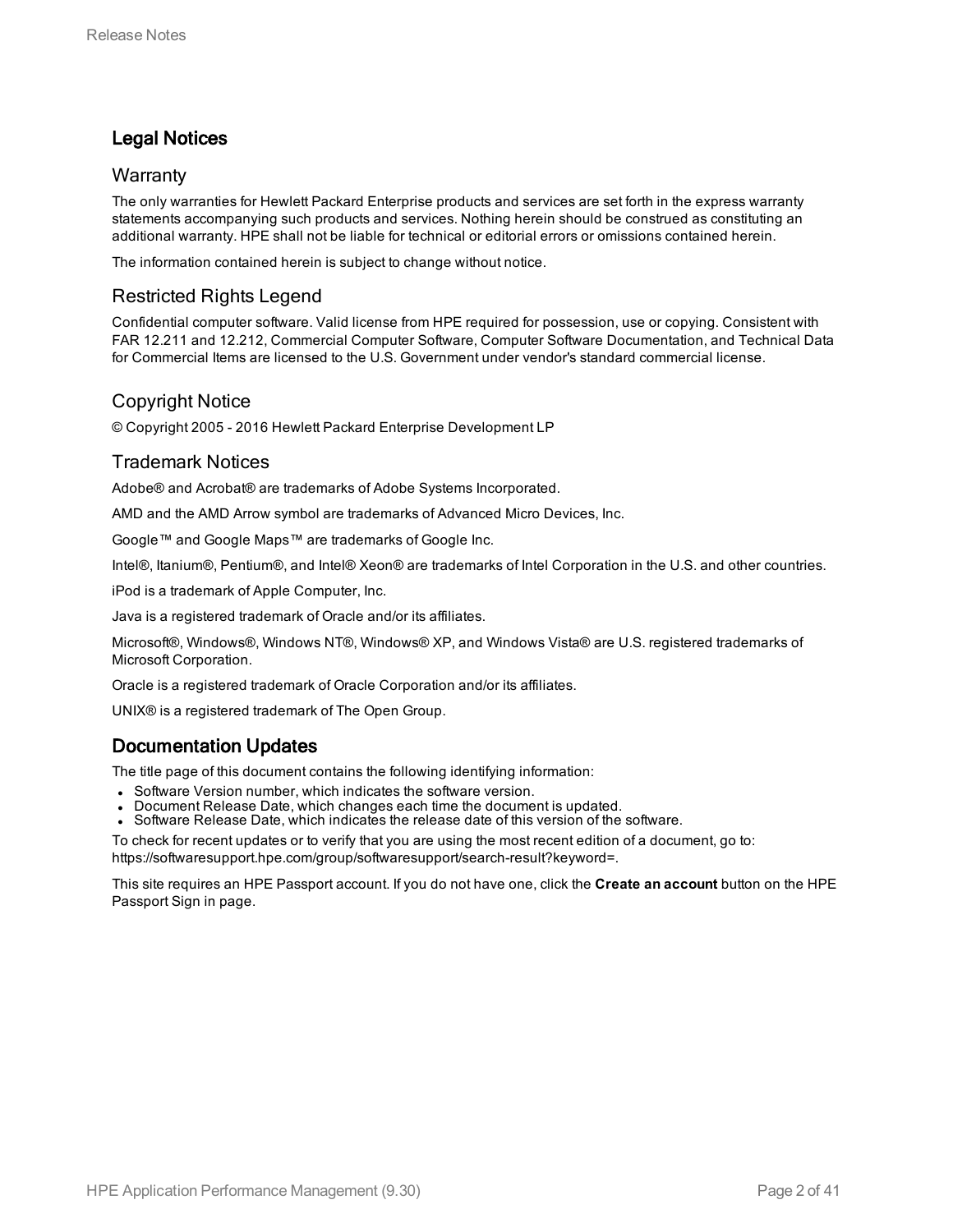## Legal Notices

### Warranty

The only warranties for Hewlett Packard Enterprise products and services are set forth in the express warranty statements accompanying such products and services. Nothing herein should be construed as constituting an additional warranty. HPE shall not be liable for technical or editorial errors or omissions contained herein.

The information contained herein is subject to change without notice.

### Restricted Rights Legend

Confidential computer software. Valid license from HPE required for possession, use or copying. Consistent with FAR 12.211 and 12.212, Commercial Computer Software, Computer Software Documentation, and Technical Data for Commercial Items are licensed to the U.S. Government under vendor's standard commercial license.

### Copyright Notice

© Copyright 2005 - 2016 Hewlett Packard Enterprise Development LP

### Trademark Notices

Adobe® and Acrobat® are trademarks of Adobe Systems Incorporated.

AMD and the AMD Arrow symbol are trademarks of Advanced Micro Devices, Inc.

Google™ and Google Maps™ are trademarks of Google Inc.

Intel®, Itanium®, Pentium®, and Intel® Xeon® are trademarks of Intel Corporation in the U.S. and other countries.

iPod is a trademark of Apple Computer, Inc.

Java is a registered trademark of Oracle and/or its affiliates.

Microsoft®, Windows®, Windows NT®, Windows® XP, and Windows Vista® are U.S. registered trademarks of Microsoft Corporation.

Oracle is a registered trademark of Oracle Corporation and/or its affiliates.

UNIX® is a registered trademark of The Open Group.

## Documentation Updates

The title page of this document contains the following identifying information:

- Software Version number, which indicates the software version.
- Document Release Date, which changes each time the document is updated.
- Software Release Date, which indicates the release date of this version of the software.

To check for recent updates or to verify that you are using the most recent edition of a document, go to: https://softwaresupport.hpe.com/group/softwaresupport/search-result?keyword=.

This site requires an HPE Passport account. If you do not have one, click the **Create an account** button on the HPE Passport Sign in page.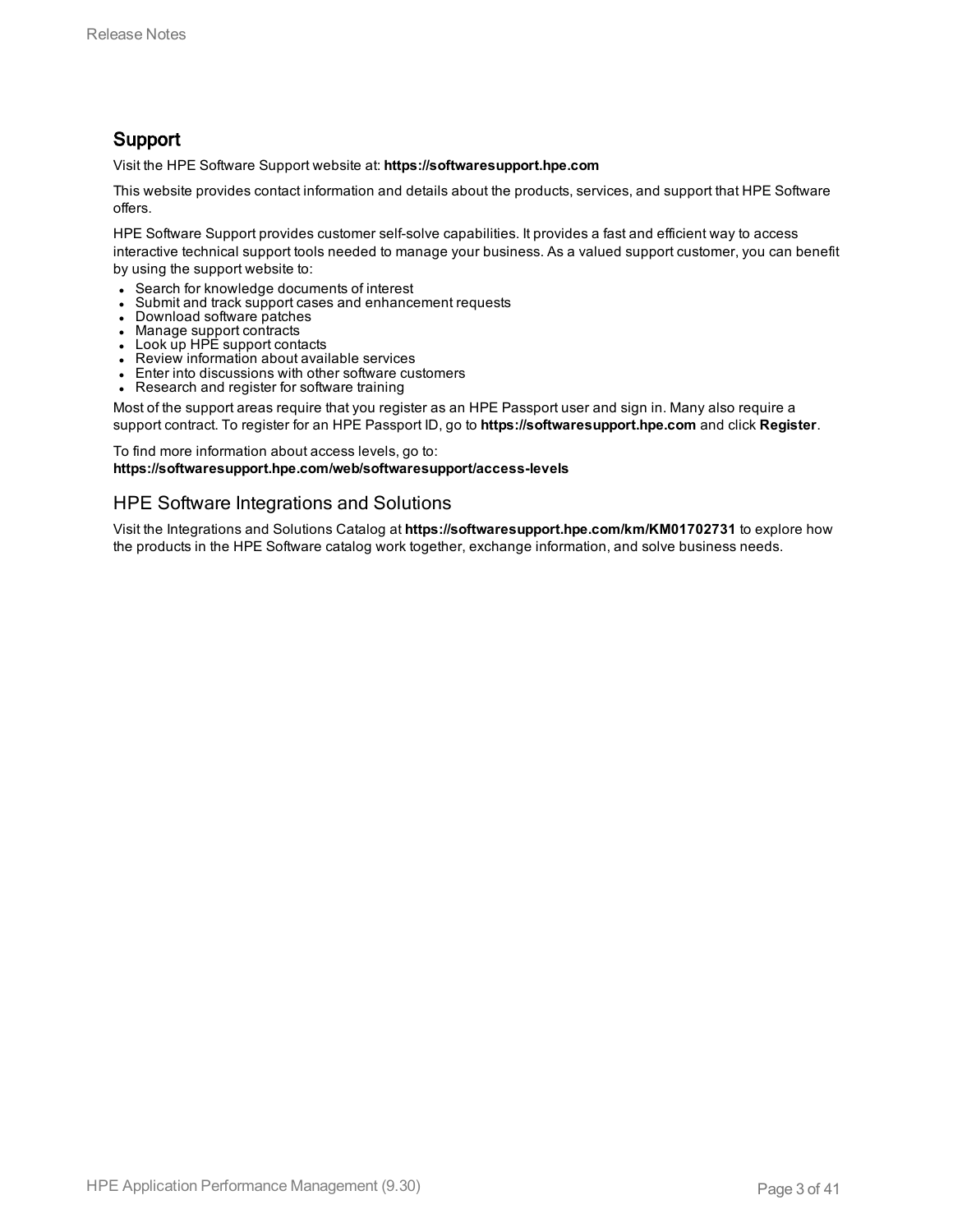## Support

Visit the HPE Software Support website at: **https://softwaresupport.hpe.com**

This website provides contact information and details about the products, services, and support that HPE Software offers.

HPE Software Support provides customer self-solve capabilities. It provides a fast and efficient way to access interactive technical support tools needed to manage your business. As a valued support customer, you can benefit by using the support website to:

- Search for knowledge documents of interest
- Submit and track support cases and enhancement requests
- Download software patches
- Manage support contracts
- Look up HPE support contacts
- Review information about available services
- Enter into discussions with other software customers
- Research and register for software training

Most of the support areas require that you register as an HPE Passport user and sign in. Many also require a support contract. To register for an HPE Passport ID, go to **https://softwaresupport.hpe.com** and click **Register**.

To find more information about access levels, go to:
**https://softwaresupport.hpe.com/web/softwaresupport/access-levels**

### HPE Software Integrations and Solutions

Visit the Integrations and Solutions Catalog at **https://softwaresupport.hpe.com/km/KM01702731** to explore how the products in the HPE Software catalog work together, exchange information, and solve business needs.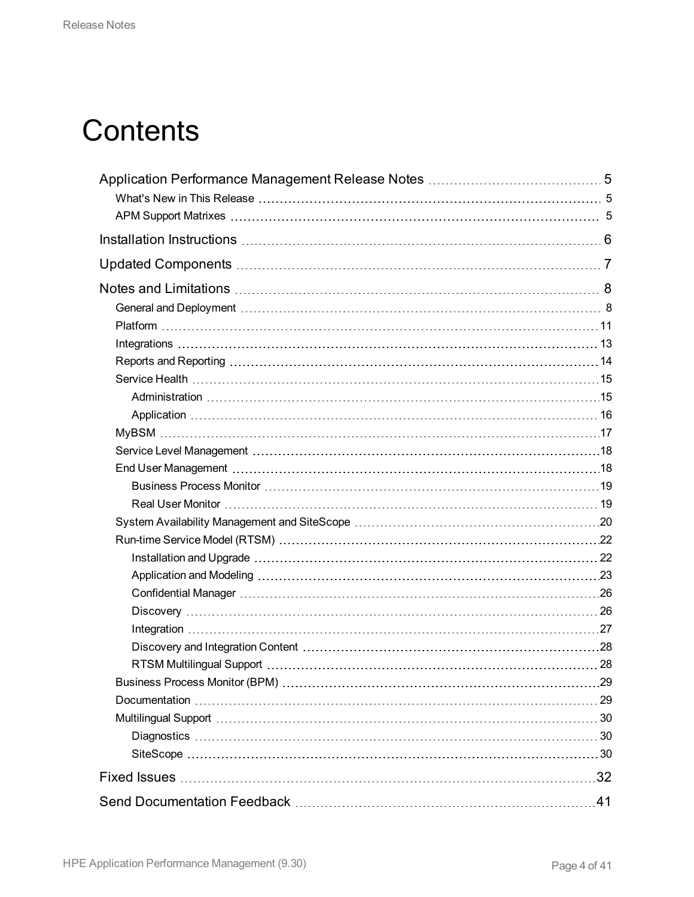# Contents

- Application Performance Management Release Notes ... 5
  - What's New in This Release ... 5
  - APM Support Matrixes ... 5
- Installation Instructions ... 6
- Updated Components ... 7
- Notes and Limitations ... 8
  - General and Deployment ... 8
  - Platform ... 11
  - Integrations ... 13
  - Reports and Reporting ... 14
  - Service Health ... 15
    - Administration ... 15
    - Application ... 16
  - MyBSM ... 17
  - Service Level Management ... 18
  - End User Management ... 18
    - Business Process Monitor ... 19
    - Real User Monitor ... 19
  - System Availability Management and SiteScope ... 20
  - Run-time Service Model (RTSM) ... 22
    - Installation and Upgrade ... 22
    - Application and Modeling ... 23
    - Confidential Manager ... 26
    - Discovery ... 26
    - Integration ... 27
    - Discovery and Integration Content ... 28
    - RTSM Multilingual Support ... 28
  - Business Process Monitor (BPM) ... 29
  - Documentation ... 29
  - Multilingual Support ... 30
    - Diagnostics ... 30
    - SiteScope ... 30
- Fixed Issues ... 32
- Send Documentation Feedback ... 41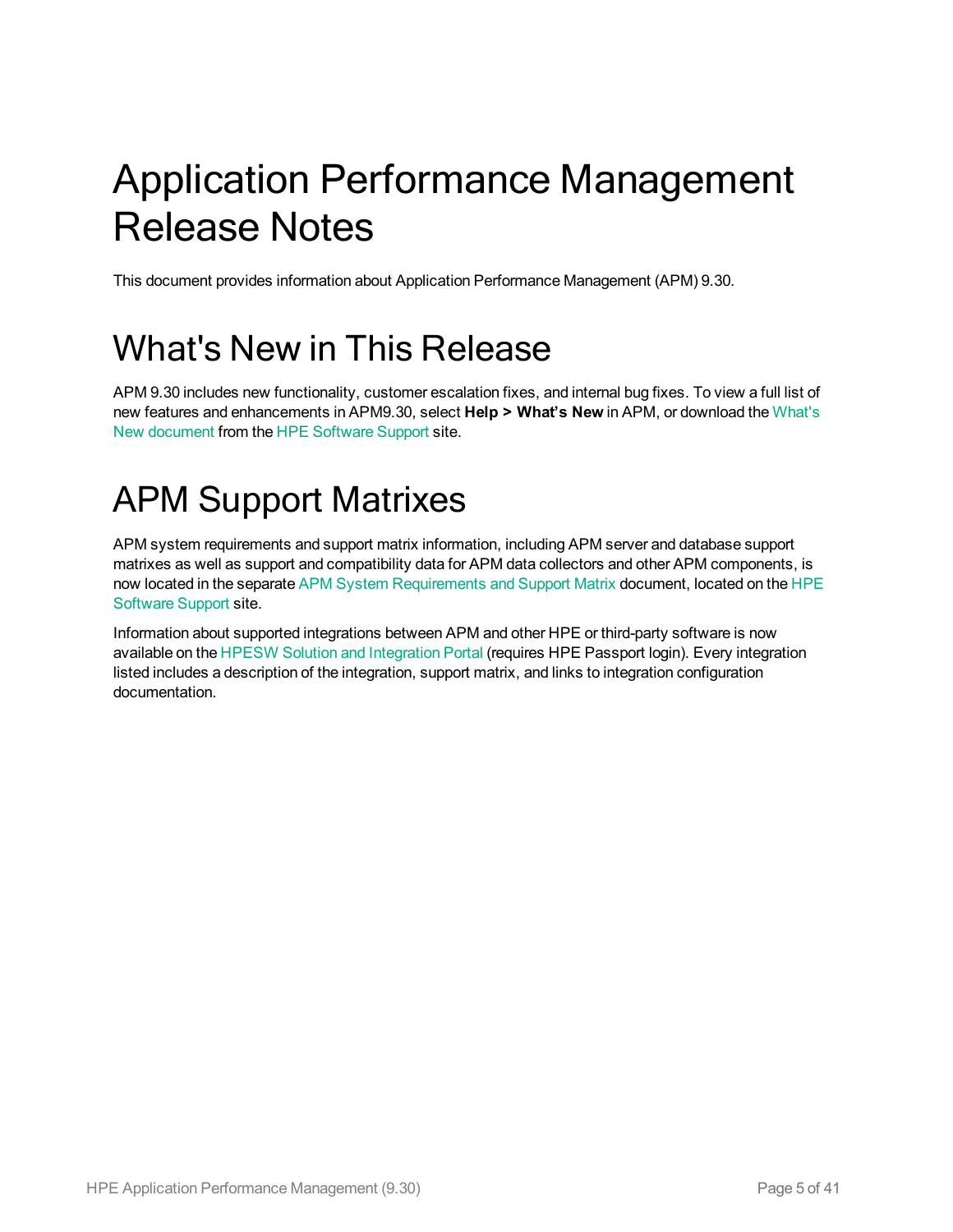# Application Performance Management Release Notes

This document provides information about Application Performance Management (APM) 9.30.

# What's New in This Release

APM 9.30 includes new functionality, customer escalation fixes, and internal bug fixes. To view a full list of new features and enhancements in APM9.30, select **Help > What's New** in APM, or download the What's New document from the HPE Software Support site.

# APM Support Matrixes

APM system requirements and support matrix information, including APM server and database support matrixes as well as support and compatibility data for APM data collectors and other APM components, is now located in the separate APM System Requirements and Support Matrix document, located on the HPE Software Support site.

Information about supported integrations between APM and other HPE or third-party software is now available on the HPESW Solution and Integration Portal (requires HPE Passport login). Every integration listed includes a description of the integration, support matrix, and links to integration configuration documentation.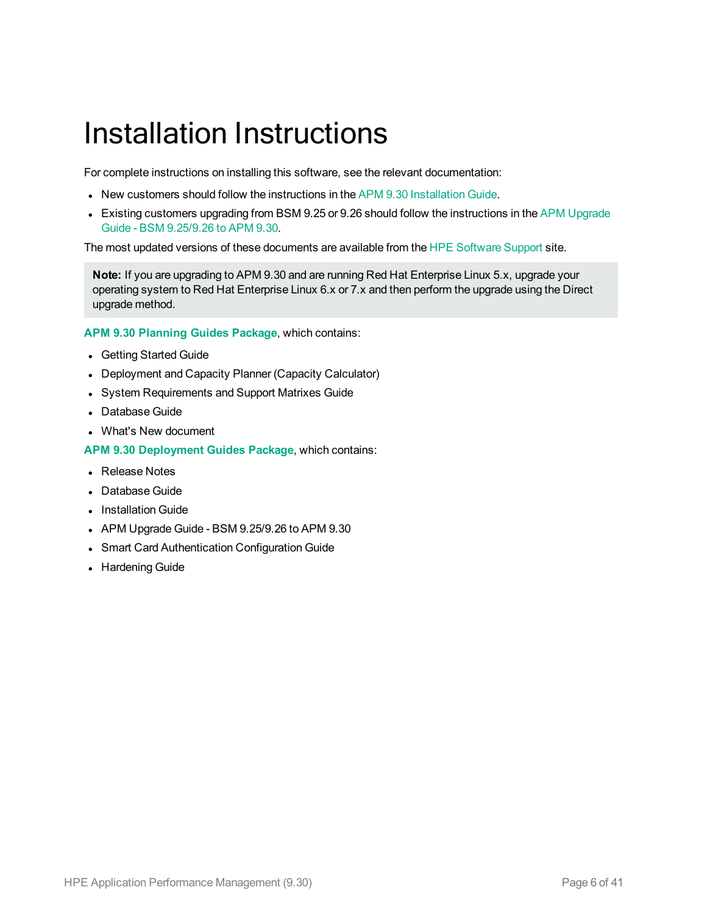# Installation Instructions

For complete instructions on installing this software, see the relevant documentation:

- New customers should follow the instructions in the APM 9.30 Installation Guide.
- Existing customers upgrading from BSM 9.25 or 9.26 should follow the instructions in the APM Upgrade Guide - BSM 9.25/9.26 to APM 9.30.

The most updated versions of these documents are available from the HPE Software Support site.

> **Note:** If you are upgrading to APM 9.30 and are running Red Hat Enterprise Linux 5.x, upgrade your operating system to Red Hat Enterprise Linux 6.x or 7.x and then perform the upgrade using the Direct upgrade method.

**APM 9.30 Planning Guides Package**, which contains:

- Getting Started Guide
- Deployment and Capacity Planner (Capacity Calculator)
- System Requirements and Support Matrixes Guide
- Database Guide
- What's New document

**APM 9.30 Deployment Guides Package**, which contains:

- Release Notes
- Database Guide
- Installation Guide
- APM Upgrade Guide - BSM 9.25/9.26 to APM 9.30
- Smart Card Authentication Configuration Guide
- Hardening Guide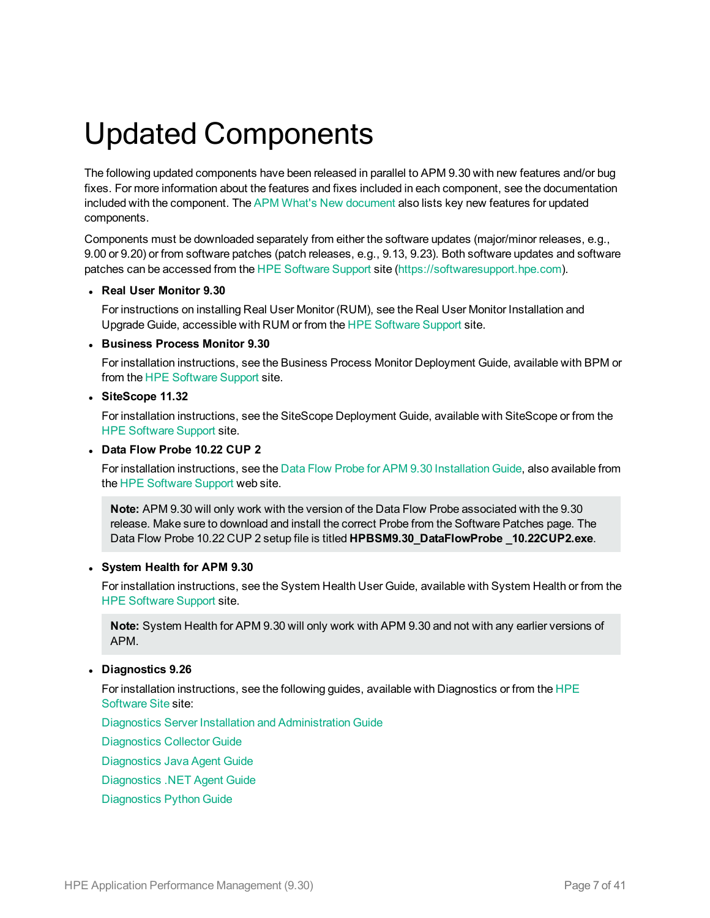# Updated Components

The following updated components have been released in parallel to APM 9.30 with new features and/or bug fixes. For more information about the features and fixes included in each component, see the documentation included with the component. The APM What's New document also lists key new features for updated components.

Components must be downloaded separately from either the software updates (major/minor releases, e.g., 9.00 or 9.20) or from software patches (patch releases, e.g., 9.13, 9.23). Both software updates and software patches can be accessed from the HPE Software Support site (https://softwaresupport.hpe.com).

- **Real User Monitor 9.30**

  For instructions on installing Real User Monitor (RUM), see the Real User Monitor Installation and Upgrade Guide, accessible with RUM or from the HPE Software Support site.

- **Business Process Monitor 9.30**

  For installation instructions, see the Business Process Monitor Deployment Guide, available with BPM or from the HPE Software Support site.

- **SiteScope 11.32**

  For installation instructions, see the SiteScope Deployment Guide, available with SiteScope or from the HPE Software Support site.

- **Data Flow Probe 10.22 CUP 2**

  For installation instructions, see the Data Flow Probe for APM 9.30 Installation Guide, also available from the HPE Software Support web site.

  > **Note:** APM 9.30 will only work with the version of the Data Flow Probe associated with the 9.30 release. Make sure to download and install the correct Probe from the Software Patches page. The Data Flow Probe 10.22 CUP 2 setup file is titled **HPBSM9.30_DataFlowProbe _10.22CUP2.exe**.

- **System Health for APM 9.30**

  For installation instructions, see the System Health User Guide, available with System Health or from the HPE Software Support site.

  > **Note:** System Health for APM 9.30 will only work with APM 9.30 and not with any earlier versions of APM.

- **Diagnostics 9.26**

  For installation instructions, see the following guides, available with Diagnostics or from the HPE Software Site site:

  Diagnostics Server Installation and Administration Guide

  Diagnostics Collector Guide

  Diagnostics Java Agent Guide

  Diagnostics .NET Agent Guide

  Diagnostics Python Guide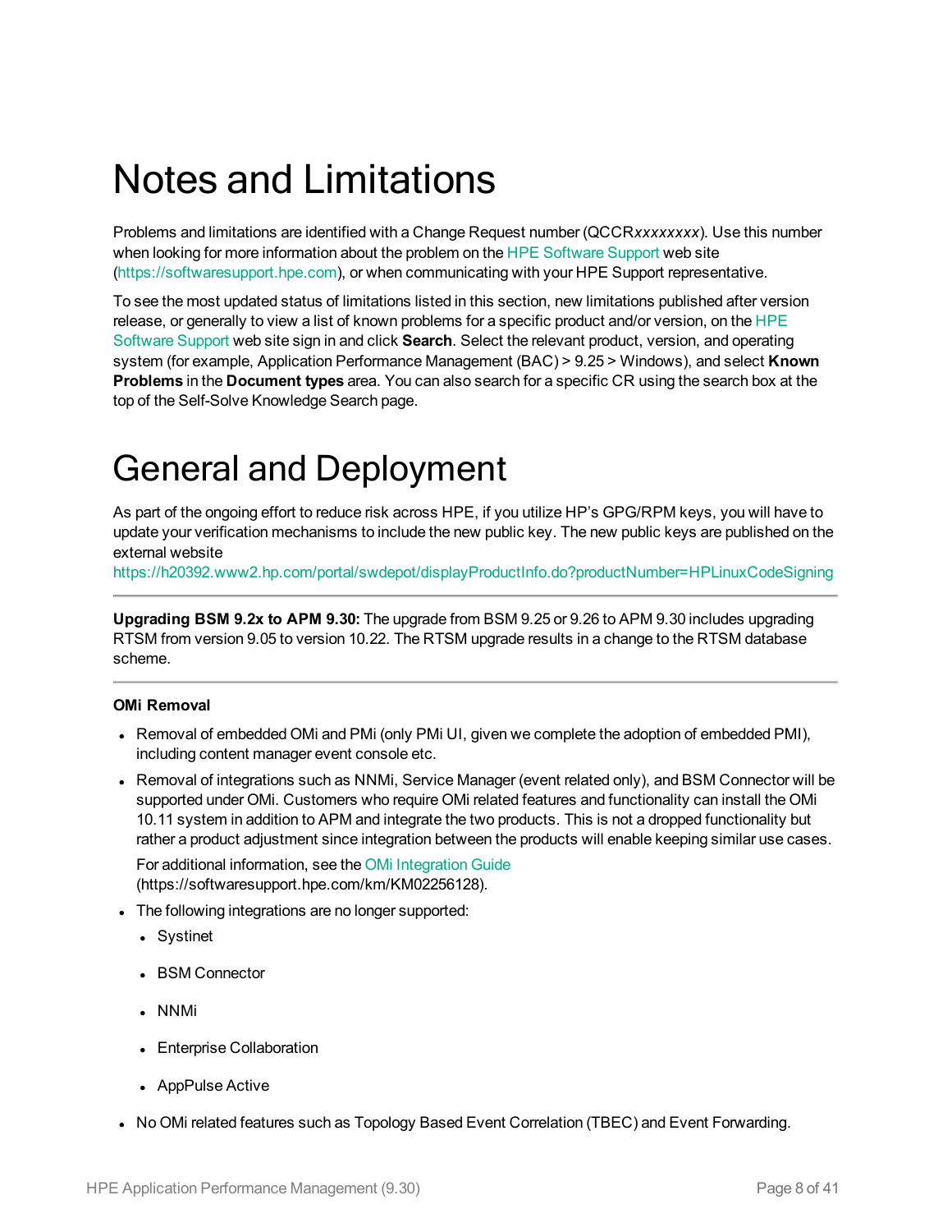# Notes and Limitations

Problems and limitations are identified with a Change Request number (QCCR*xxxxxxxx*). Use this number when looking for more information about the problem on the HPE Software Support web site (https://softwaresupport.hpe.com), or when communicating with your HPE Support representative.

To see the most updated status of limitations listed in this section, new limitations published after version release, or generally to view a list of known problems for a specific product and/or version, on the HPE Software Support web site sign in and click **Search**. Select the relevant product, version, and operating system (for example, Application Performance Management (BAC) > 9.25 > Windows), and select **Known Problems** in the **Document types** area. You can also search for a specific CR using the search box at the top of the Self-Solve Knowledge Search page.

# General and Deployment

As part of the ongoing effort to reduce risk across HPE, if you utilize HP's GPG/RPM keys, you will have to update your verification mechanisms to include the new public key. The new public keys are published on the external website https://h20392.www2.hp.com/portal/swdepot/displayProductInfo.do?productNumber=HPLinuxCodeSigning

---

**Upgrading BSM 9.2x to APM 9.30:** The upgrade from BSM 9.25 or 9.26 to APM 9.30 includes upgrading RTSM from version 9.05 to version 10.22. The RTSM upgrade results in a change to the RTSM database scheme.

---

**OMi Removal**

- Removal of embedded OMi and PMi (only PMi UI, given we complete the adoption of embedded PMI), including content manager event console etc.
- Removal of integrations such as NNMi, Service Manager (event related only), and BSM Connector will be supported under OMi. Customers who require OMi related features and functionality can install the OMi 10.11 system in addition to APM and integrate the two products. This is not a dropped functionality but rather a product adjustment since integration between the products will enable keeping similar use cases.

  For additional information, see the OMi Integration Guide (https://softwaresupport.hpe.com/km/KM02256128).
- The following integrations are no longer supported:
  - Systinet
  - BSM Connector
  - NNMi
  - Enterprise Collaboration
  - AppPulse Active
- No OMi related features such as Topology Based Event Correlation (TBEC) and Event Forwarding.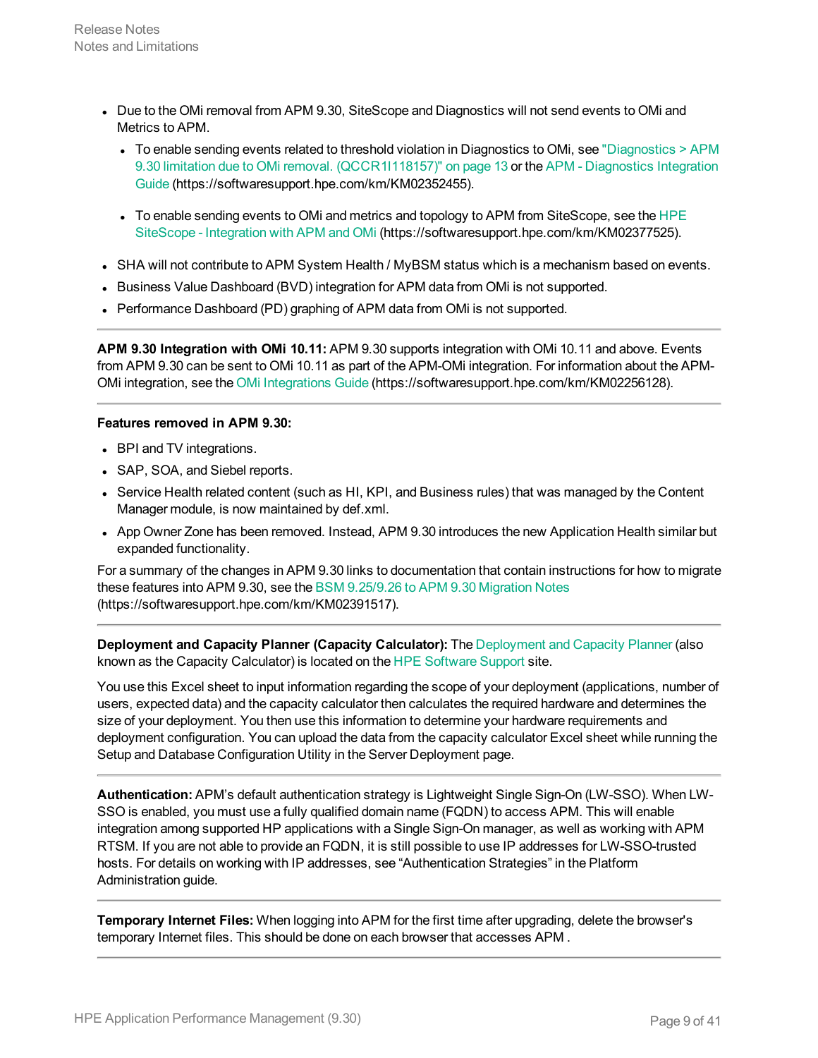- Due to the OMi removal from APM 9.30, SiteScope and Diagnostics will not send events to OMi and Metrics to APM.
  - To enable sending events related to threshold violation in Diagnostics to OMi, see "Diagnostics > APM 9.30 limitation due to OMi removal. (QCCR1I118157)" on page 13 or the APM - Diagnostics Integration Guide (https://softwaresupport.hpe.com/km/KM02352455).
  - To enable sending events to OMi and metrics and topology to APM from SiteScope, see the HPE SiteScope - Integration with APM and OMi (https://softwaresupport.hpe.com/km/KM02377525).
- SHA will not contribute to APM System Health / MyBSM status which is a mechanism based on events.
- Business Value Dashboard (BVD) integration for APM data from OMi is not supported.
- Performance Dashboard (PD) graphing of APM data from OMi is not supported.

---

**APM 9.30 Integration with OMi 10.11:** APM 9.30 supports integration with OMi 10.11 and above. Events from APM 9.30 can be sent to OMi 10.11 as part of the APM-OMi integration. For information about the APM-OMi integration, see the OMi Integrations Guide (https://softwaresupport.hpe.com/km/KM02256128).

---

**Features removed in APM 9.30:**

- BPI and TV integrations.
- SAP, SOA, and Siebel reports.
- Service Health related content (such as HI, KPI, and Business rules) that was managed by the Content Manager module, is now maintained by def.xml.
- App Owner Zone has been removed. Instead, APM 9.30 introduces the new Application Health similar but expanded functionality.

For a summary of the changes in APM 9.30 links to documentation that contain instructions for how to migrate these features into APM 9.30, see the BSM 9.25/9.26 to APM 9.30 Migration Notes (https://softwaresupport.hpe.com/km/KM02391517).

---

**Deployment and Capacity Planner (Capacity Calculator):** The Deployment and Capacity Planner (also known as the Capacity Calculator) is located on the HPE Software Support site.

You use this Excel sheet to input information regarding the scope of your deployment (applications, number of users, expected data) and the capacity calculator then calculates the required hardware and determines the size of your deployment. You then use this information to determine your hardware requirements and deployment configuration. You can upload the data from the capacity calculator Excel sheet while running the Setup and Database Configuration Utility in the Server Deployment page.

---

**Authentication:** APM's default authentication strategy is Lightweight Single Sign-On (LW-SSO). When LW-SSO is enabled, you must use a fully qualified domain name (FQDN) to access APM. This will enable integration among supported HP applications with a Single Sign-On manager, as well as working with APM RTSM. If you are not able to provide an FQDN, it is still possible to use IP addresses for LW-SSO-trusted hosts. For details on working with IP addresses, see "Authentication Strategies" in the Platform Administration guide.

---

**Temporary Internet Files:** When logging into APM for the first time after upgrading, delete the browser's temporary Internet files. This should be done on each browser that accesses APM .

---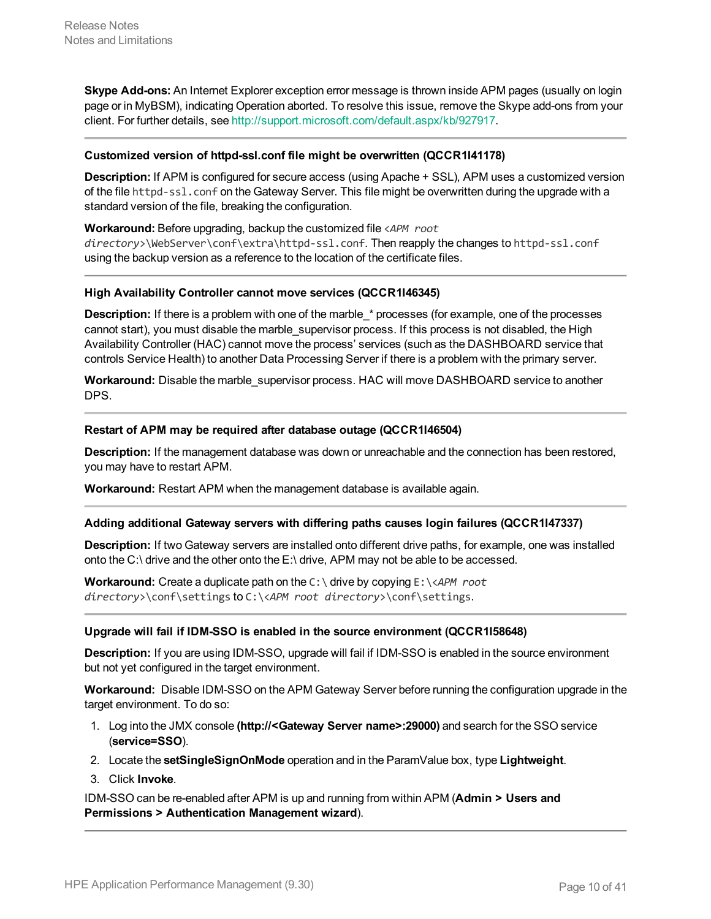**Skype Add-ons:** An Internet Explorer exception error message is thrown inside APM pages (usually on login page or in MyBSM), indicating Operation aborted. To resolve this issue, remove the Skype add-ons from your client. For further details, see http://support.microsoft.com/default.aspx/kb/927917.

---

**Customized version of httpd-ssl.conf file might be overwritten (QCCR1I41178)**

**Description:** If APM is configured for secure access (using Apache + SSL), APM uses a customized version of the file `httpd-ssl.conf` on the Gateway Server. This file might be overwritten during the upgrade with a standard version of the file, breaking the configuration.

**Workaround:** Before upgrading, backup the customized file `<APM root directory>\WebServer\conf\extra\httpd-ssl.conf`. Then reapply the changes to `httpd-ssl.conf` using the backup version as a reference to the location of the certificate files.

---

**High Availability Controller cannot move services (QCCR1I46345)**

**Description:** If there is a problem with one of the marble_* processes (for example, one of the processes cannot start), you must disable the marble_supervisor process. If this process is not disabled, the High Availability Controller (HAC) cannot move the process' services (such as the DASHBOARD service that controls Service Health) to another Data Processing Server if there is a problem with the primary server.

**Workaround:** Disable the marble_supervisor process. HAC will move DASHBOARD service to another DPS.

---

**Restart of APM may be required after database outage (QCCR1I46504)**

**Description:** If the management database was down or unreachable and the connection has been restored, you may have to restart APM.

**Workaround:** Restart APM when the management database is available again.

---

**Adding additional Gateway servers with differing paths causes login failures (QCCR1I47337)**

**Description:** If two Gateway servers are installed onto different drive paths, for example, one was installed onto the C:\ drive and the other onto the E:\ drive, APM may not be able to be accessed.

**Workaround:** Create a duplicate path on the `C:\` drive by copying `E:\<APM root directory>\conf\settings` to `C:\<APM root directory>\conf\settings`.

---

**Upgrade will fail if IDM-SSO is enabled in the source environment (QCCR1I58648)**

**Description:** If you are using IDM-SSO, upgrade will fail if IDM-SSO is enabled in the source environment but not yet configured in the target environment.

**Workaround:** Disable IDM-SSO on the APM Gateway Server before running the configuration upgrade in the target environment. To do so:

1. Log into the JMX console **(http://<Gateway Server name>:29000)** and search for the SSO service (**service=SSO**).
2. Locate the **setSingleSignOnMode** operation and in the ParamValue box, type **Lightweight**.
3. Click **Invoke**.

IDM-SSO can be re-enabled after APM is up and running from within APM (**Admin > Users and Permissions > Authentication Management wizard**).

---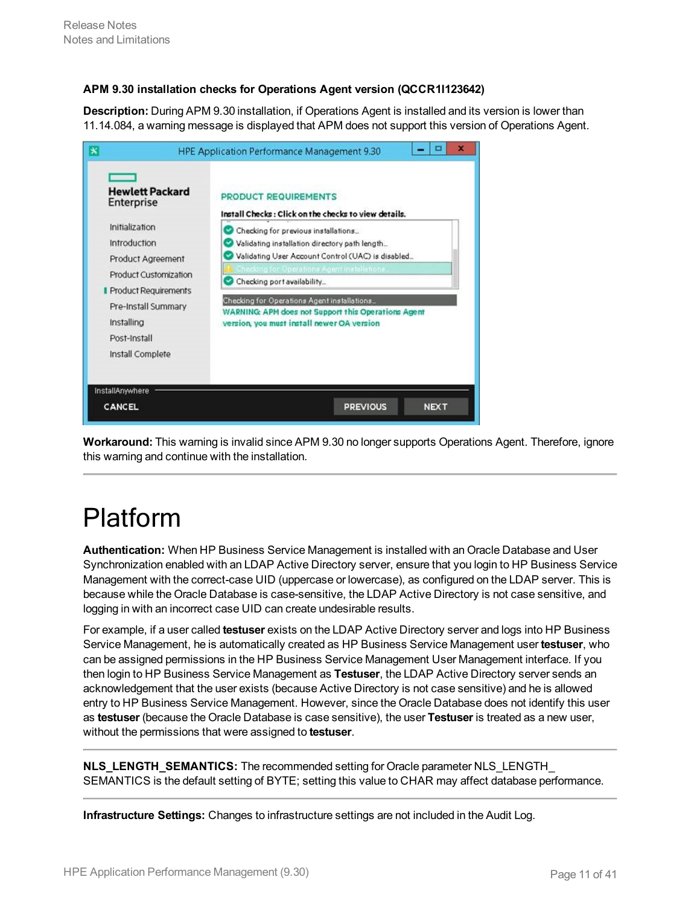**APM 9.30 installation checks for Operations Agent version (QCCR1I123642)**

**Description:** During APM 9.30 installation, if Operations Agent is installed and its version is lower than 11.14.084, a warning message is displayed that APM does not support this version of Operations Agent.

**Workaround:** This warning is invalid since APM 9.30 no longer supports Operations Agent. Therefore, ignore this warning and continue with the installation.

---

# Platform

**Authentication:** When HP Business Service Management is installed with an Oracle Database and User Synchronization enabled with an LDAP Active Directory server, ensure that you login to HP Business Service Management with the correct-case UID (uppercase or lowercase), as configured on the LDAP server. This is because while the Oracle Database is case-sensitive, the LDAP Active Directory is not case sensitive, and logging in with an incorrect case UID can create undesirable results.

For example, if a user called **testuser** exists on the LDAP Active Directory server and logs into HP Business Service Management, he is automatically created as HP Business Service Management user **testuser**, who can be assigned permissions in the HP Business Service Management User Management interface. If you then login to HP Business Service Management as **Testuser**, the LDAP Active Directory server sends an acknowledgement that the user exists (because Active Directory is not case sensitive) and he is allowed entry to HP Business Service Management. However, since the Oracle Database does not identify this user as **testuser** (because the Oracle Database is case sensitive), the user **Testuser** is treated as a new user, without the permissions that were assigned to **testuser**.

---

**NLS_LENGTH_SEMANTICS:** The recommended setting for Oracle parameter NLS_LENGTH_SEMANTICS is the default setting of BYTE; setting this value to CHAR may affect database performance.

---

**Infrastructure Settings:** Changes to infrastructure settings are not included in the Audit Log.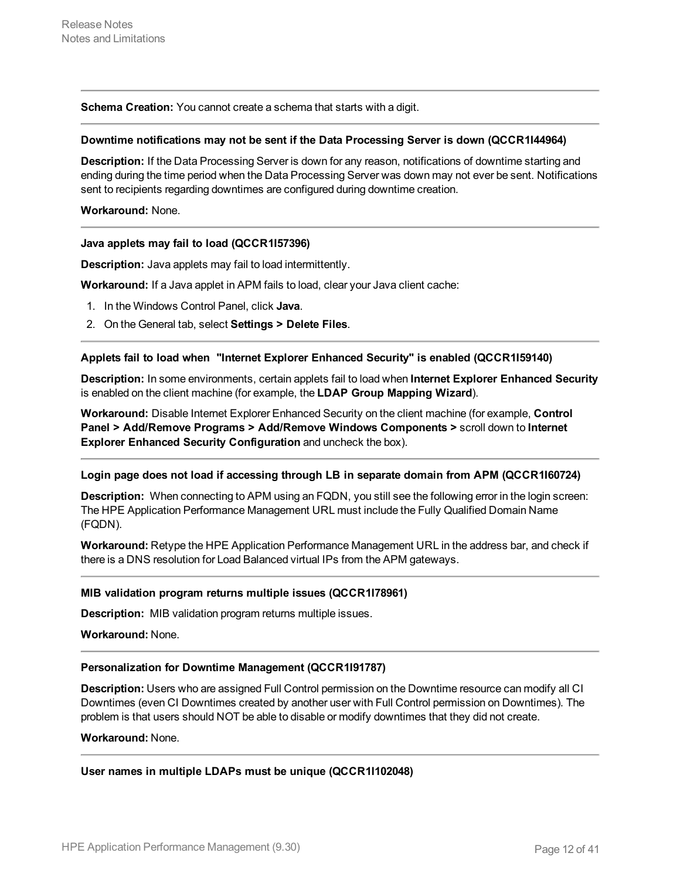---

**Schema Creation:** You cannot create a schema that starts with a digit.

---

**Downtime notifications may not be sent if the Data Processing Server is down (QCCR1I44964)**

**Description:** If the Data Processing Server is down for any reason, notifications of downtime starting and ending during the time period when the Data Processing Server was down may not ever be sent. Notifications sent to recipients regarding downtimes are configured during downtime creation.

**Workaround:** None.

---

**Java applets may fail to load (QCCR1I57396)**

**Description:** Java applets may fail to load intermittently.

**Workaround:** If a Java applet in APM fails to load, clear your Java client cache:

1. In the Windows Control Panel, click **Java**.
2. On the General tab, select **Settings > Delete Files**.

---

**Applets fail to load when "Internet Explorer Enhanced Security" is enabled (QCCR1I59140)**

**Description:** In some environments, certain applets fail to load when **Internet Explorer Enhanced Security** is enabled on the client machine (for example, the **LDAP Group Mapping Wizard**).

**Workaround:** Disable Internet Explorer Enhanced Security on the client machine (for example, **Control Panel > Add/Remove Programs > Add/Remove Windows Components >** scroll down to **Internet Explorer Enhanced Security Configuration** and uncheck the box).

---

**Login page does not load if accessing through LB in separate domain from APM (QCCR1I60724)**

**Description:** When connecting to APM using an FQDN, you still see the following error in the login screen: The HPE Application Performance Management URL must include the Fully Qualified Domain Name (FQDN).

**Workaround:** Retype the HPE Application Performance Management URL in the address bar, and check if there is a DNS resolution for Load Balanced virtual IPs from the APM gateways.

---

**MIB validation program returns multiple issues (QCCR1I78961)**

**Description:** MIB validation program returns multiple issues.

**Workaround:** None.

---

**Personalization for Downtime Management (QCCR1I91787)**

**Description:** Users who are assigned Full Control permission on the Downtime resource can modify all CI Downtimes (even CI Downtimes created by another user with Full Control permission on Downtimes). The problem is that users should NOT be able to disable or modify downtimes that they did not create.

**Workaround:** None.

---

**User names in multiple LDAPs must be unique (QCCR1I102048)**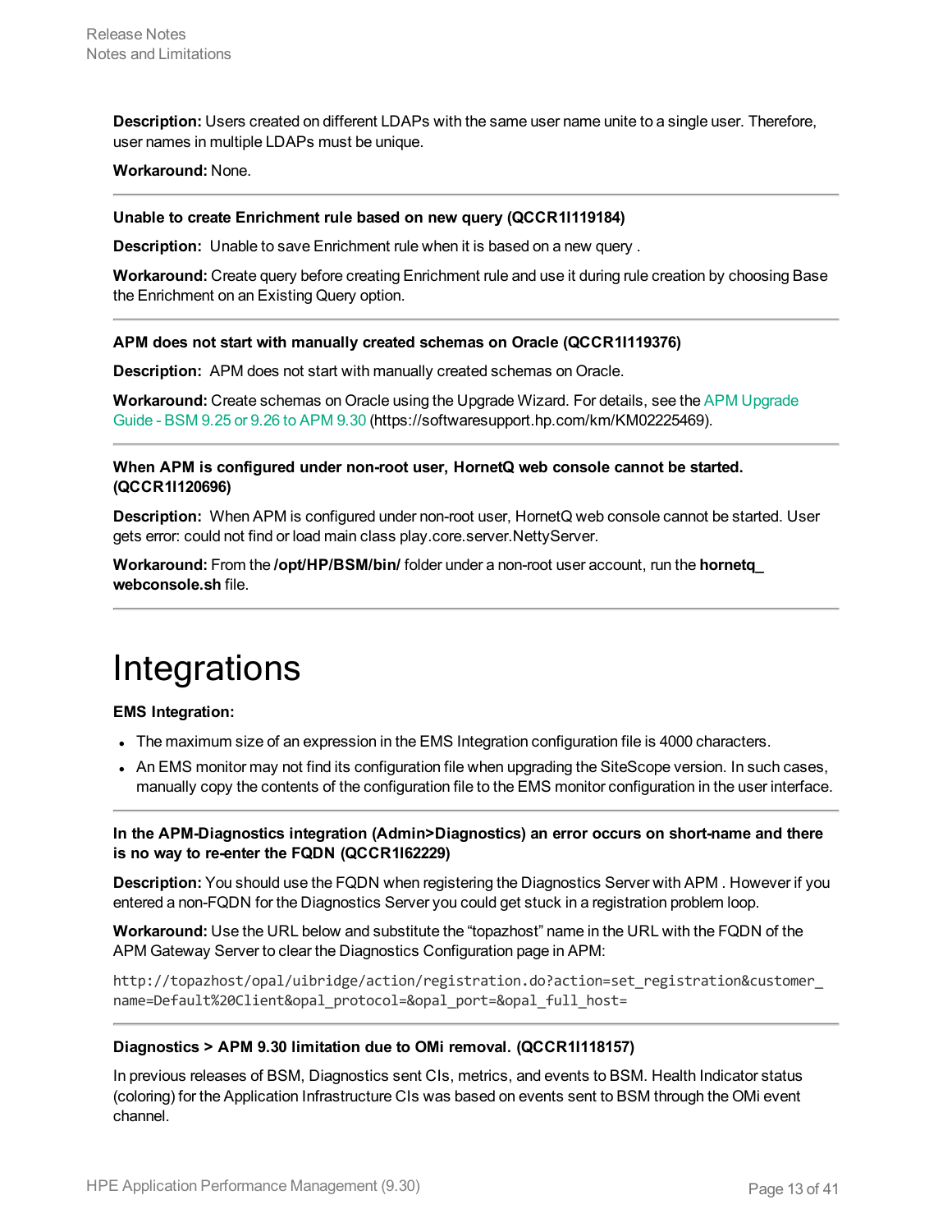**Description:** Users created on different LDAPs with the same user name unite to a single user. Therefore, user names in multiple LDAPs must be unique.

**Workaround:** None.

---

**Unable to create Enrichment rule based on new query (QCCR1I119184)**

**Description:** Unable to save Enrichment rule when it is based on a new query .

**Workaround:** Create query before creating Enrichment rule and use it during rule creation by choosing Base the Enrichment on an Existing Query option.

---

**APM does not start with manually created schemas on Oracle (QCCR1I119376)**

**Description:** APM does not start with manually created schemas on Oracle.

**Workaround:** Create schemas on Oracle using the Upgrade Wizard. For details, see the APM Upgrade Guide - BSM 9.25 or 9.26 to APM 9.30 (https://softwaresupport.hp.com/km/KM02225469).

---

**When APM is configured under non-root user, HornetQ web console cannot be started. (QCCR1I120696)**

**Description:** When APM is configured under non-root user, HornetQ web console cannot be started. User gets error: could not find or load main class play.core.server.NettyServer.

**Workaround:** From the **/opt/HP/BSM/bin/** folder under a non-root user account, run the **hornetq_webconsole.sh** file.

---

# Integrations

**EMS Integration:**

- The maximum size of an expression in the EMS Integration configuration file is 4000 characters.
- An EMS monitor may not find its configuration file when upgrading the SiteScope version. In such cases, manually copy the contents of the configuration file to the EMS monitor configuration in the user interface.

---

**In the APM-Diagnostics integration (Admin>Diagnostics) an error occurs on short-name and there is no way to re-enter the FQDN (QCCR1I62229)**

**Description:** You should use the FQDN when registering the Diagnostics Server with APM . However if you entered a non-FQDN for the Diagnostics Server you could get stuck in a registration problem loop.

**Workaround:** Use the URL below and substitute the “topazhost” name in the URL with the FQDN of the APM Gateway Server to clear the Diagnostics Configuration page in APM:

```
http://topazhost/opal/uibridge/action/registration.do?action=set_registration&customer_name=Default%20Client&opal_protocol=&opal_port=&opal_full_host=
```

---

**Diagnostics > APM 9.30 limitation due to OMi removal. (QCCR1I118157)**

In previous releases of BSM, Diagnostics sent CIs, metrics, and events to BSM. Health Indicator status (coloring) for the Application Infrastructure CIs was based on events sent to BSM through the OMi event channel.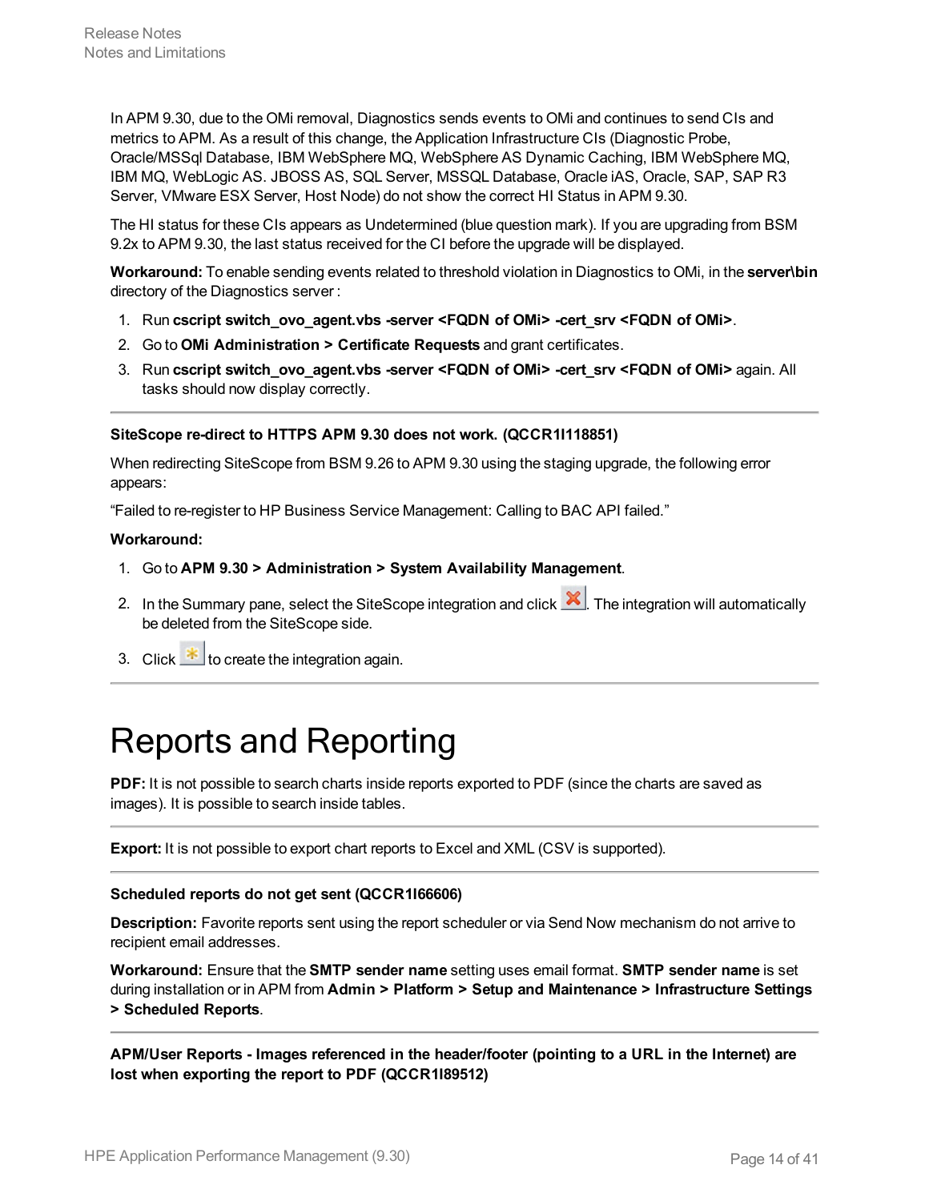In APM 9.30, due to the OMi removal, Diagnostics sends events to OMi and continues to send CIs and metrics to APM. As a result of this change, the Application Infrastructure CIs (Diagnostic Probe, Oracle/MSSql Database, IBM WebSphere MQ, WebSphere AS Dynamic Caching, IBM WebSphere MQ, IBM MQ, WebLogic AS. JBOSS AS, SQL Server, MSSQL Database, Oracle iAS, Oracle, SAP, SAP R3 Server, VMware ESX Server, Host Node) do not show the correct HI Status in APM 9.30.

The HI status for these CIs appears as Undetermined (blue question mark). If you are upgrading from BSM 9.2x to APM 9.30, the last status received for the CI before the upgrade will be displayed.

**Workaround:** To enable sending events related to threshold violation in Diagnostics to OMi, in the **server\bin** directory of the Diagnostics server :

1. Run **cscript switch_ovo_agent.vbs -server <FQDN of OMi> -cert_srv <FQDN of OMi>**.
2. Go to **OMi Administration > Certificate Requests** and grant certificates.
3. Run **cscript switch_ovo_agent.vbs -server <FQDN of OMi> -cert_srv <FQDN of OMi>** again. All tasks should now display correctly.

---

**SiteScope re-direct to HTTPS APM 9.30 does not work. (QCCR1I118851)**

When redirecting SiteScope from BSM 9.26 to APM 9.30 using the staging upgrade, the following error appears:

“Failed to re-register to HP Business Service Management: Calling to BAC API failed.”

**Workaround:**

1. Go to **APM 9.30 > Administration > System Availability Management**.
2. In the Summary pane, select the SiteScope integration and click . The integration will automatically be deleted from the SiteScope side.
3. Click to create the integration again.

---

# Reports and Reporting

**PDF:** It is not possible to search charts inside reports exported to PDF (since the charts are saved as images). It is possible to search inside tables.

---

**Export:** It is not possible to export chart reports to Excel and XML (CSV is supported).

---

**Scheduled reports do not get sent (QCCR1I66606)**

**Description:** Favorite reports sent using the report scheduler or via Send Now mechanism do not arrive to recipient email addresses.

**Workaround:** Ensure that the **SMTP sender name** setting uses email format. **SMTP sender name** is set during installation or in APM from **Admin > Platform > Setup and Maintenance > Infrastructure Settings > Scheduled Reports**.

---

**APM/User Reports - Images referenced in the header/footer (pointing to a URL in the Internet) are lost when exporting the report to PDF (QCCR1I89512)**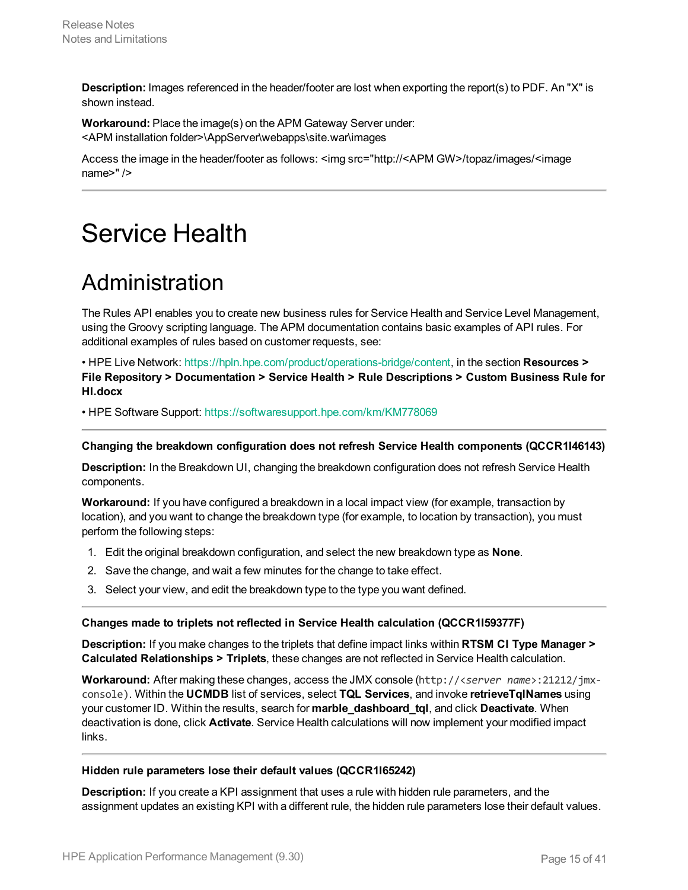**Description:** Images referenced in the header/footer are lost when exporting the report(s) to PDF. An "X" is shown instead.

**Workaround:** Place the image(s) on the APM Gateway Server under:
<APM installation folder>\AppServer\webapps\site.war\images

Access the image in the header/footer as follows: <img src="http://<APM GW>/topaz/images/<image name>" />

---

# Service Health

## Administration

The Rules API enables you to create new business rules for Service Health and Service Level Management, using the Groovy scripting language. The APM documentation contains basic examples of API rules. For additional examples of rules based on customer requests, see:

• HPE Live Network: https://hpln.hpe.com/product/operations-bridge/content, in the section **Resources > File Repository > Documentation > Service Health > Rule Descriptions > Custom Business Rule for HI.docx**

• HPE Software Support: https://softwaresupport.hpe.com/km/KM778069

---

**Changing the breakdown configuration does not refresh Service Health components (QCCR1I46143)**

**Description:** In the Breakdown UI, changing the breakdown configuration does not refresh Service Health components.

**Workaround:** If you have configured a breakdown in a local impact view (for example, transaction by location), and you want to change the breakdown type (for example, to location by transaction), you must perform the following steps:

1. Edit the original breakdown configuration, and select the new breakdown type as **None**.
2. Save the change, and wait a few minutes for the change to take effect.
3. Select your view, and edit the breakdown type to the type you want defined.

---

**Changes made to triplets not reflected in Service Health calculation (QCCR1I59377F)**

**Description:** If you make changes to the triplets that define impact links within **RTSM CI Type Manager > Calculated Relationships > Triplets**, these changes are not reflected in Service Health calculation.

**Workaround:** After making these changes, access the JMX console (`http://<server name>:21212/jmx-console`). Within the **UCMDB** list of services, select **TQL Services**, and invoke **retrieveTqlNames** using your customer ID. Within the results, search for **marble_dashboard_tql**, and click **Deactivate**. When deactivation is done, click **Activate**. Service Health calculations will now implement your modified impact links.

---

**Hidden rule parameters lose their default values (QCCR1I65242)**

**Description:** If you create a KPI assignment that uses a rule with hidden rule parameters, and the assignment updates an existing KPI with a different rule, the hidden rule parameters lose their default values.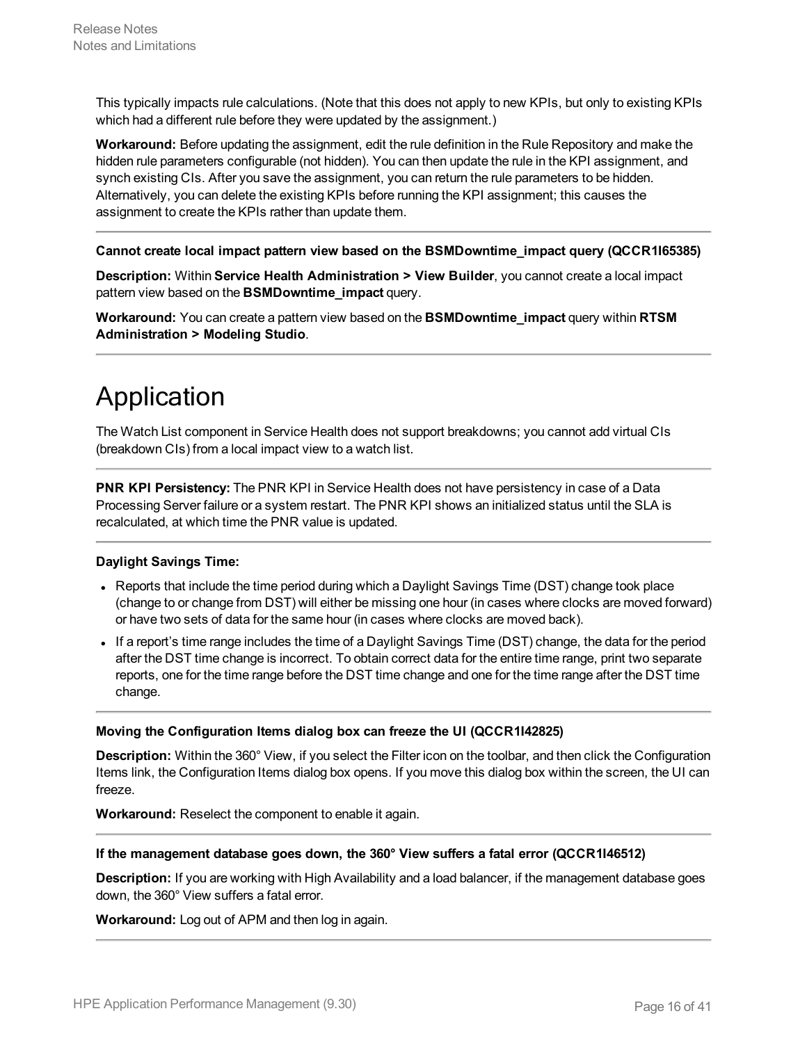This typically impacts rule calculations. (Note that this does not apply to new KPIs, but only to existing KPIs which had a different rule before they were updated by the assignment.)

**Workaround:** Before updating the assignment, edit the rule definition in the Rule Repository and make the hidden rule parameters configurable (not hidden). You can then update the rule in the KPI assignment, and synch existing CIs. After you save the assignment, you can return the rule parameters to be hidden. Alternatively, you can delete the existing KPIs before running the KPI assignment; this causes the assignment to create the KPIs rather than update them.

---

**Cannot create local impact pattern view based on the BSMDowntime_impact query (QCCR1I65385)**

**Description:** Within **Service Health Administration > View Builder**, you cannot create a local impact pattern view based on the **BSMDowntime_impact** query.

**Workaround:** You can create a pattern view based on the **BSMDowntime_impact** query within **RTSM Administration > Modeling Studio**.

---

# Application

The Watch List component in Service Health does not support breakdowns; you cannot add virtual CIs (breakdown CIs) from a local impact view to a watch list.

---

**PNR KPI Persistency:** The PNR KPI in Service Health does not have persistency in case of a Data Processing Server failure or a system restart. The PNR KPI shows an initialized status until the SLA is recalculated, at which time the PNR value is updated.

---

**Daylight Savings Time:**

- Reports that include the time period during which a Daylight Savings Time (DST) change took place (change to or change from DST) will either be missing one hour (in cases where clocks are moved forward) or have two sets of data for the same hour (in cases where clocks are moved back).
- If a report's time range includes the time of a Daylight Savings Time (DST) change, the data for the period after the DST time change is incorrect. To obtain correct data for the entire time range, print two separate reports, one for the time range before the DST time change and one for the time range after the DST time change.

---

**Moving the Configuration Items dialog box can freeze the UI (QCCR1I42825)**

**Description:** Within the 360° View, if you select the Filter icon on the toolbar, and then click the Configuration Items link, the Configuration Items dialog box opens. If you move this dialog box within the screen, the UI can freeze.

**Workaround:** Reselect the component to enable it again.

---

**If the management database goes down, the 360° View suffers a fatal error (QCCR1I46512)**

**Description:** If you are working with High Availability and a load balancer, if the management database goes down, the 360° View suffers a fatal error.

**Workaround:** Log out of APM and then log in again.

---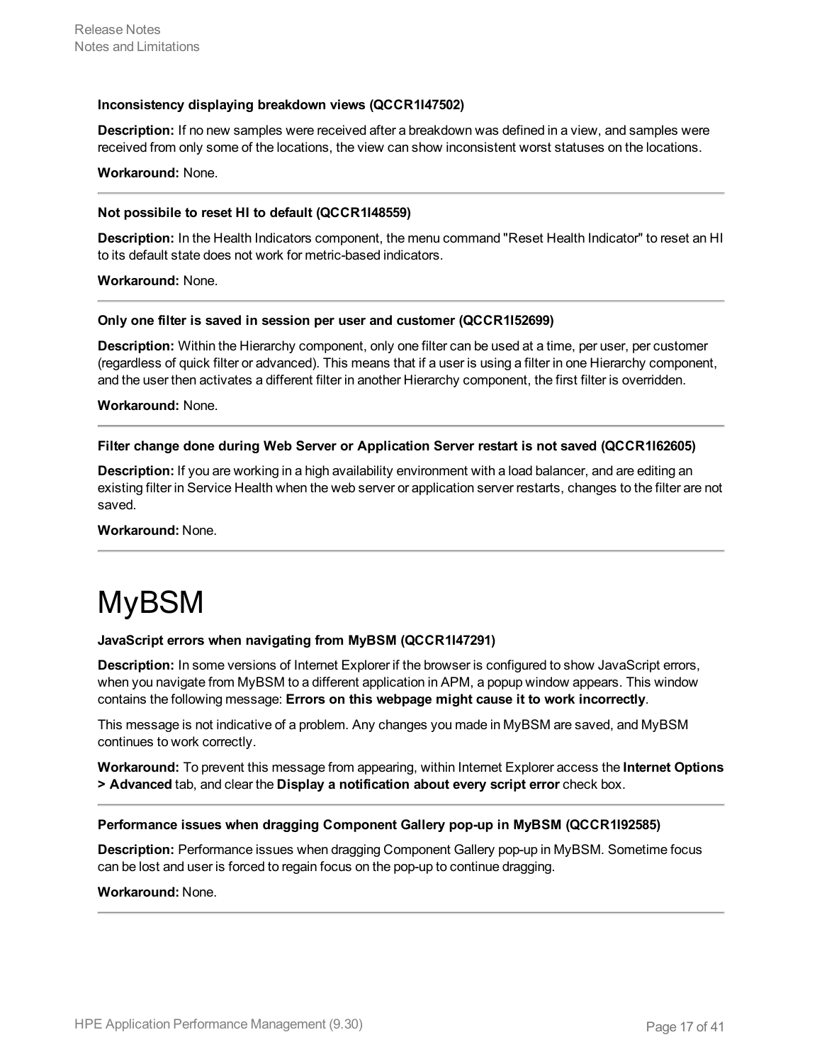**Inconsistency displaying breakdown views (QCCR1I47502)**

**Description:** If no new samples were received after a breakdown was defined in a view, and samples were received from only some of the locations, the view can show inconsistent worst statuses on the locations.

**Workaround:** None.

---

**Not possibile to reset HI to default (QCCR1I48559)**

**Description:** In the Health Indicators component, the menu command "Reset Health Indicator" to reset an HI to its default state does not work for metric-based indicators.

**Workaround:** None.

---

**Only one filter is saved in session per user and customer (QCCR1I52699)**

**Description:** Within the Hierarchy component, only one filter can be used at a time, per user, per customer (regardless of quick filter or advanced). This means that if a user is using a filter in one Hierarchy component, and the user then activates a different filter in another Hierarchy component, the first filter is overridden.

**Workaround:** None.

---

**Filter change done during Web Server or Application Server restart is not saved (QCCR1I62605)**

**Description:** If you are working in a high availability environment with a load balancer, and are editing an existing filter in Service Health when the web server or application server restarts, changes to the filter are not saved.

**Workaround:** None.

---

# MyBSM

**JavaScript errors when navigating from MyBSM (QCCR1I47291)**

**Description:** In some versions of Internet Explorer if the browser is configured to show JavaScript errors, when you navigate from MyBSM to a different application in APM, a popup window appears. This window contains the following message: **Errors on this webpage might cause it to work incorrectly**.

This message is not indicative of a problem. Any changes you made in MyBSM are saved, and MyBSM continues to work correctly.

**Workaround:** To prevent this message from appearing, within Internet Explorer access the **Internet Options > Advanced** tab, and clear the **Display a notification about every script error** check box.

---

**Performance issues when dragging Component Gallery pop-up in MyBSM (QCCR1I92585)**

**Description:** Performance issues when dragging Component Gallery pop-up in MyBSM. Sometime focus can be lost and user is forced to regain focus on the pop-up to continue dragging.

**Workaround:** None.

---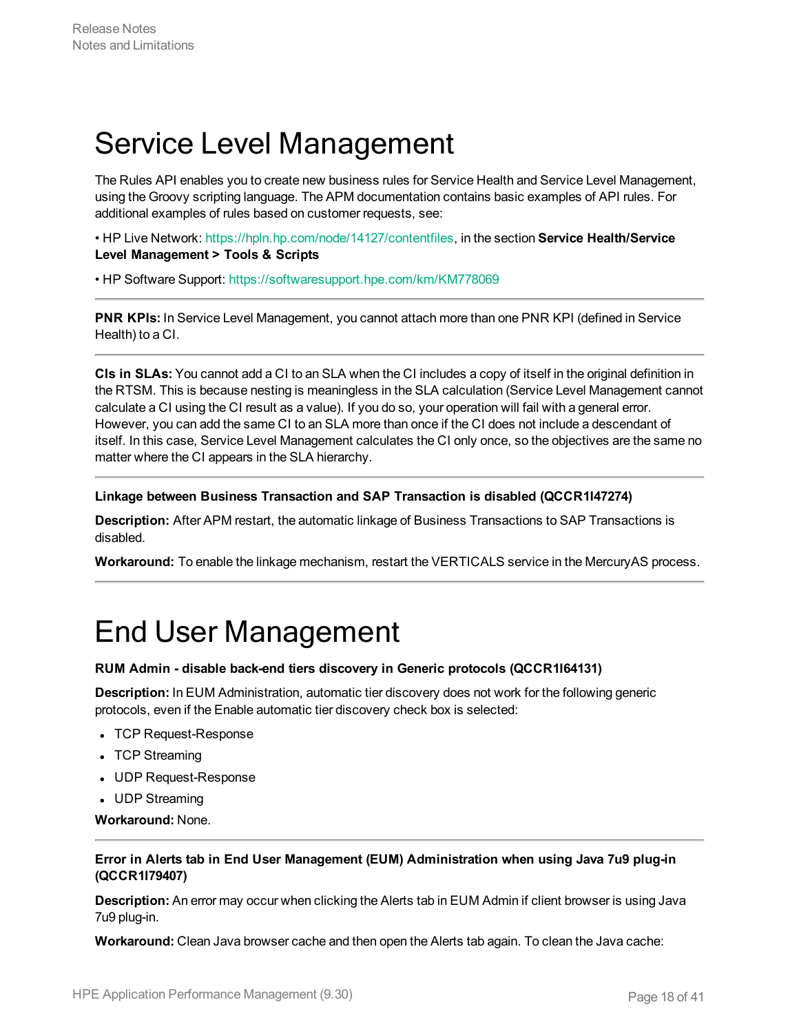# Service Level Management

The Rules API enables you to create new business rules for Service Health and Service Level Management, using the Groovy scripting language. The APM documentation contains basic examples of API rules. For additional examples of rules based on customer requests, see:

• HP Live Network: https://hpln.hp.com/node/14127/contentfiles, in the section **Service Health/Service Level Management > Tools & Scripts**

• HP Software Support: https://softwaresupport.hpe.com/km/KM778069

---

**PNR KPIs:** In Service Level Management, you cannot attach more than one PNR KPI (defined in Service Health) to a CI.

---

**CIs in SLAs:** You cannot add a CI to an SLA when the CI includes a copy of itself in the original definition in the RTSM. This is because nesting is meaningless in the SLA calculation (Service Level Management cannot calculate a CI using the CI result as a value). If you do so, your operation will fail with a general error. However, you can add the same CI to an SLA more than once if the CI does not include a descendant of itself. In this case, Service Level Management calculates the CI only once, so the objectives are the same no matter where the CI appears in the SLA hierarchy.

---

**Linkage between Business Transaction and SAP Transaction is disabled (QCCR1I47274)**

**Description:** After APM restart, the automatic linkage of Business Transactions to SAP Transactions is disabled.

**Workaround:** To enable the linkage mechanism, restart the VERTICALS service in the MercuryAS process.

---

# End User Management

**RUM Admin - disable back-end tiers discovery in Generic protocols (QCCR1I64131)**

**Description:** In EUM Administration, automatic tier discovery does not work for the following generic protocols, even if the Enable automatic tier discovery check box is selected:

- TCP Request-Response
- TCP Streaming
- UDP Request-Response
- UDP Streaming

**Workaround:** None.

---

**Error in Alerts tab in End User Management (EUM) Administration when using Java 7u9 plug-in (QCCR1I79407)**

**Description:** An error may occur when clicking the Alerts tab in EUM Admin if client browser is using Java 7u9 plug-in.

**Workaround:** Clean Java browser cache and then open the Alerts tab again. To clean the Java cache: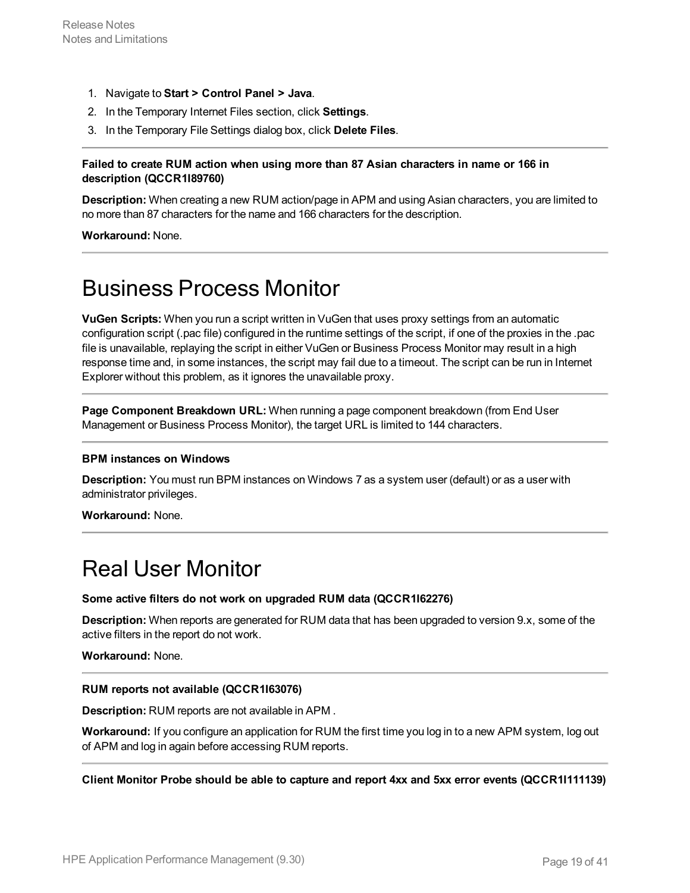1. Navigate to **Start > Control Panel > Java**.
2. In the Temporary Internet Files section, click **Settings**.
3. In the Temporary File Settings dialog box, click **Delete Files**.

---

**Failed to create RUM action when using more than 87 Asian characters in name or 166 in description (QCCR1I89760)**

**Description:** When creating a new RUM action/page in APM and using Asian characters, you are limited to no more than 87 characters for the name and 166 characters for the description.

**Workaround:** None.

---

# Business Process Monitor

**VuGen Scripts:** When you run a script written in VuGen that uses proxy settings from an automatic configuration script (.pac file) configured in the runtime settings of the script, if one of the proxies in the .pac file is unavailable, replaying the script in either VuGen or Business Process Monitor may result in a high response time and, in some instances, the script may fail due to a timeout. The script can be run in Internet Explorer without this problem, as it ignores the unavailable proxy.

---

**Page Component Breakdown URL:** When running a page component breakdown (from End User Management or Business Process Monitor), the target URL is limited to 144 characters.

---

**BPM instances on Windows**

**Description:** You must run BPM instances on Windows 7 as a system user (default) or as a user with administrator privileges.

**Workaround:** None.

---

# Real User Monitor

**Some active filters do not work on upgraded RUM data (QCCR1I62276)**

**Description:** When reports are generated for RUM data that has been upgraded to version 9.x, some of the active filters in the report do not work.

**Workaround:** None.

---

**RUM reports not available (QCCR1I63076)**

**Description:** RUM reports are not available in APM .

**Workaround:** If you configure an application for RUM the first time you log in to a new APM system, log out of APM and log in again before accessing RUM reports.

---

**Client Monitor Probe should be able to capture and report 4xx and 5xx error events (QCCR1I111139)**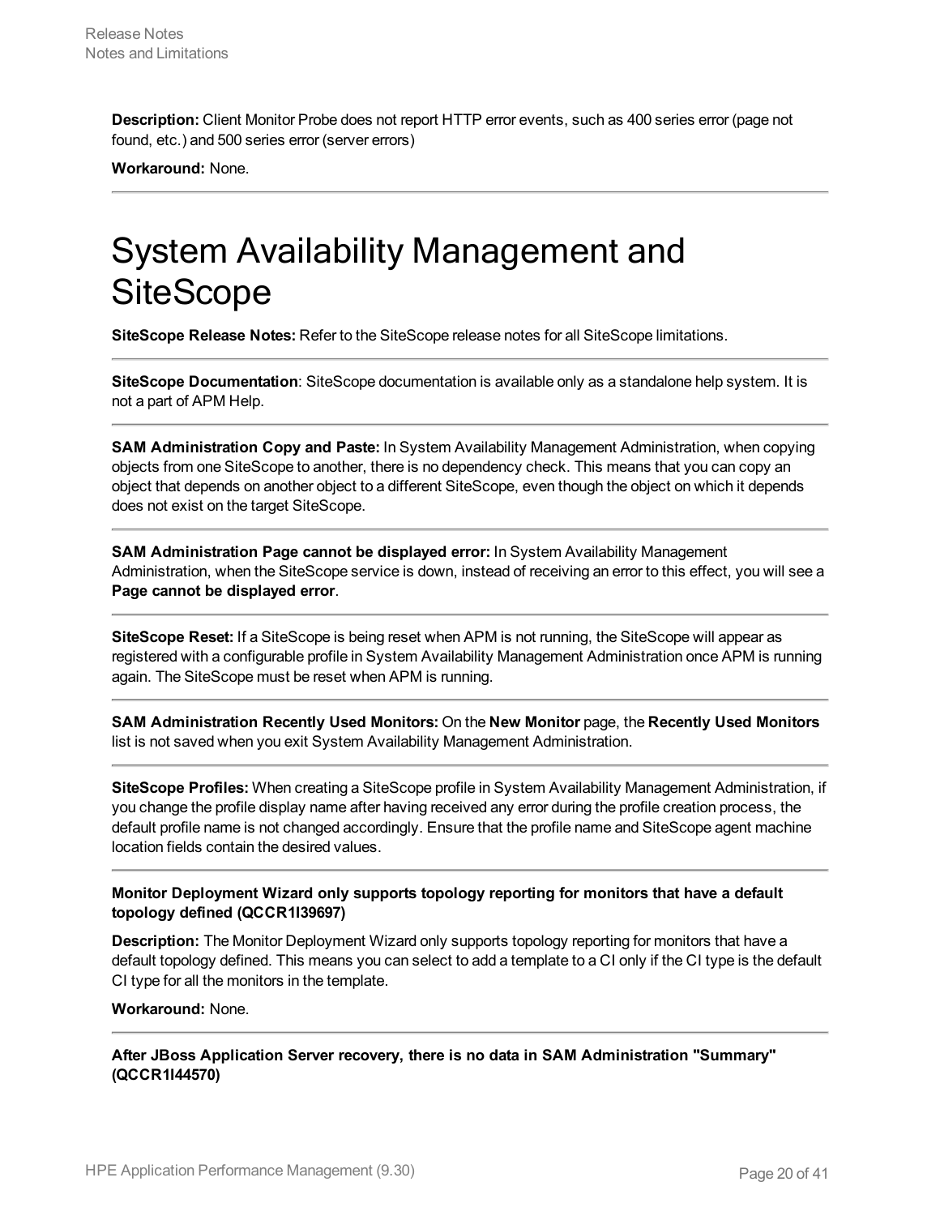**Description:** Client Monitor Probe does not report HTTP error events, such as 400 series error (page not found, etc.) and 500 series error (server errors)

**Workaround:** None.

---

# System Availability Management and SiteScope

**SiteScope Release Notes:** Refer to the SiteScope release notes for all SiteScope limitations.

---

**SiteScope Documentation**: SiteScope documentation is available only as a standalone help system. It is not a part of APM Help.

---

**SAM Administration Copy and Paste:** In System Availability Management Administration, when copying objects from one SiteScope to another, there is no dependency check. This means that you can copy an object that depends on another object to a different SiteScope, even though the object on which it depends does not exist on the target SiteScope.

---

**SAM Administration Page cannot be displayed error:** In System Availability Management Administration, when the SiteScope service is down, instead of receiving an error to this effect, you will see a **Page cannot be displayed error**.

---

**SiteScope Reset:** If a SiteScope is being reset when APM is not running, the SiteScope will appear as registered with a configurable profile in System Availability Management Administration once APM is running again. The SiteScope must be reset when APM is running.

---

**SAM Administration Recently Used Monitors:** On the **New Monitor** page, the **Recently Used Monitors** list is not saved when you exit System Availability Management Administration.

---

**SiteScope Profiles:** When creating a SiteScope profile in System Availability Management Administration, if you change the profile display name after having received any error during the profile creation process, the default profile name is not changed accordingly. Ensure that the profile name and SiteScope agent machine location fields contain the desired values.

---

**Monitor Deployment Wizard only supports topology reporting for monitors that have a default topology defined (QCCR1I39697)**

**Description:** The Monitor Deployment Wizard only supports topology reporting for monitors that have a default topology defined. This means you can select to add a template to a CI only if the CI type is the default CI type for all the monitors in the template.

**Workaround:** None.

---

**After JBoss Application Server recovery, there is no data in SAM Administration "Summary" (QCCR1I44570)**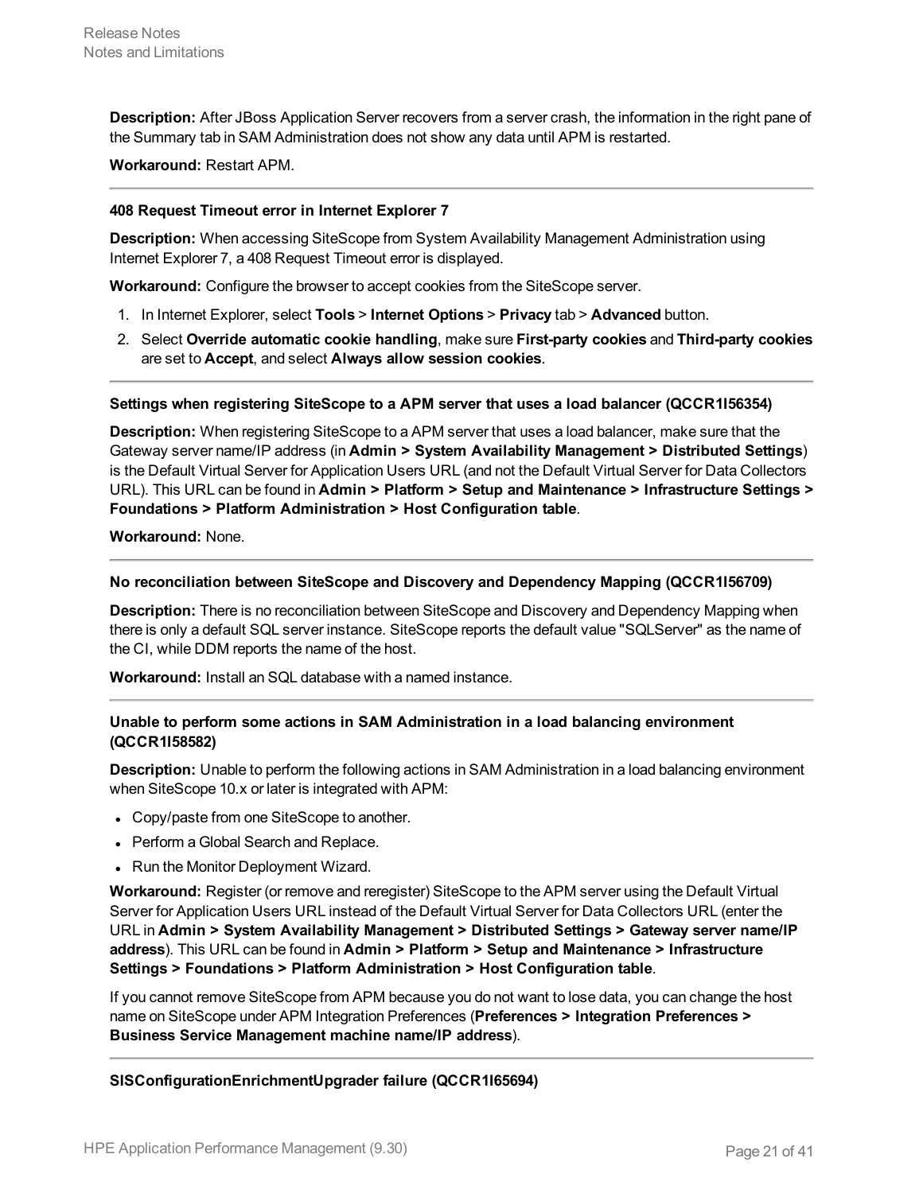**Description:** After JBoss Application Server recovers from a server crash, the information in the right pane of the Summary tab in SAM Administration does not show any data until APM is restarted.

**Workaround:** Restart APM.

---

#### 408 Request Timeout error in Internet Explorer 7

**Description:** When accessing SiteScope from System Availability Management Administration using Internet Explorer 7, a 408 Request Timeout error is displayed.

**Workaround:** Configure the browser to accept cookies from the SiteScope server.

1. In Internet Explorer, select **Tools** > **Internet Options** > **Privacy** tab > **Advanced** button.
2. Select **Override automatic cookie handling**, make sure **First-party cookies** and **Third-party cookies** are set to **Accept**, and select **Always allow session cookies**.

---

#### Settings when registering SiteScope to a APM server that uses a load balancer (QCCR1I56354)

**Description:** When registering SiteScope to a APM server that uses a load balancer, make sure that the Gateway server name/IP address (in **Admin > System Availability Management > Distributed Settings**) is the Default Virtual Server for Application Users URL (and not the Default Virtual Server for Data Collectors URL). This URL can be found in **Admin > Platform > Setup and Maintenance > Infrastructure Settings > Foundations > Platform Administration > Host Configuration table**.

**Workaround:** None.

---

#### No reconciliation between SiteScope and Discovery and Dependency Mapping (QCCR1I56709)

**Description:** There is no reconciliation between SiteScope and Discovery and Dependency Mapping when there is only a default SQL server instance. SiteScope reports the default value "SQLServer" as the name of the CI, while DDM reports the name of the host.

**Workaround:** Install an SQL database with a named instance.

---

#### Unable to perform some actions in SAM Administration in a load balancing environment (QCCR1I58582)

**Description:** Unable to perform the following actions in SAM Administration in a load balancing environment when SiteScope 10.x or later is integrated with APM:

- Copy/paste from one SiteScope to another.
- Perform a Global Search and Replace.
- Run the Monitor Deployment Wizard.

**Workaround:** Register (or remove and reregister) SiteScope to the APM server using the Default Virtual Server for Application Users URL instead of the Default Virtual Server for Data Collectors URL (enter the URL in **Admin > System Availability Management > Distributed Settings > Gateway server name/IP address**). This URL can be found in **Admin > Platform > Setup and Maintenance > Infrastructure Settings > Foundations > Platform Administration > Host Configuration table**.

If you cannot remove SiteScope from APM because you do not want to lose data, you can change the host name on SiteScope under APM Integration Preferences (**Preferences > Integration Preferences > Business Service Management machine name/IP address**).

---

#### SISConfigurationEnrichmentUpgrader failure (QCCR1I65694)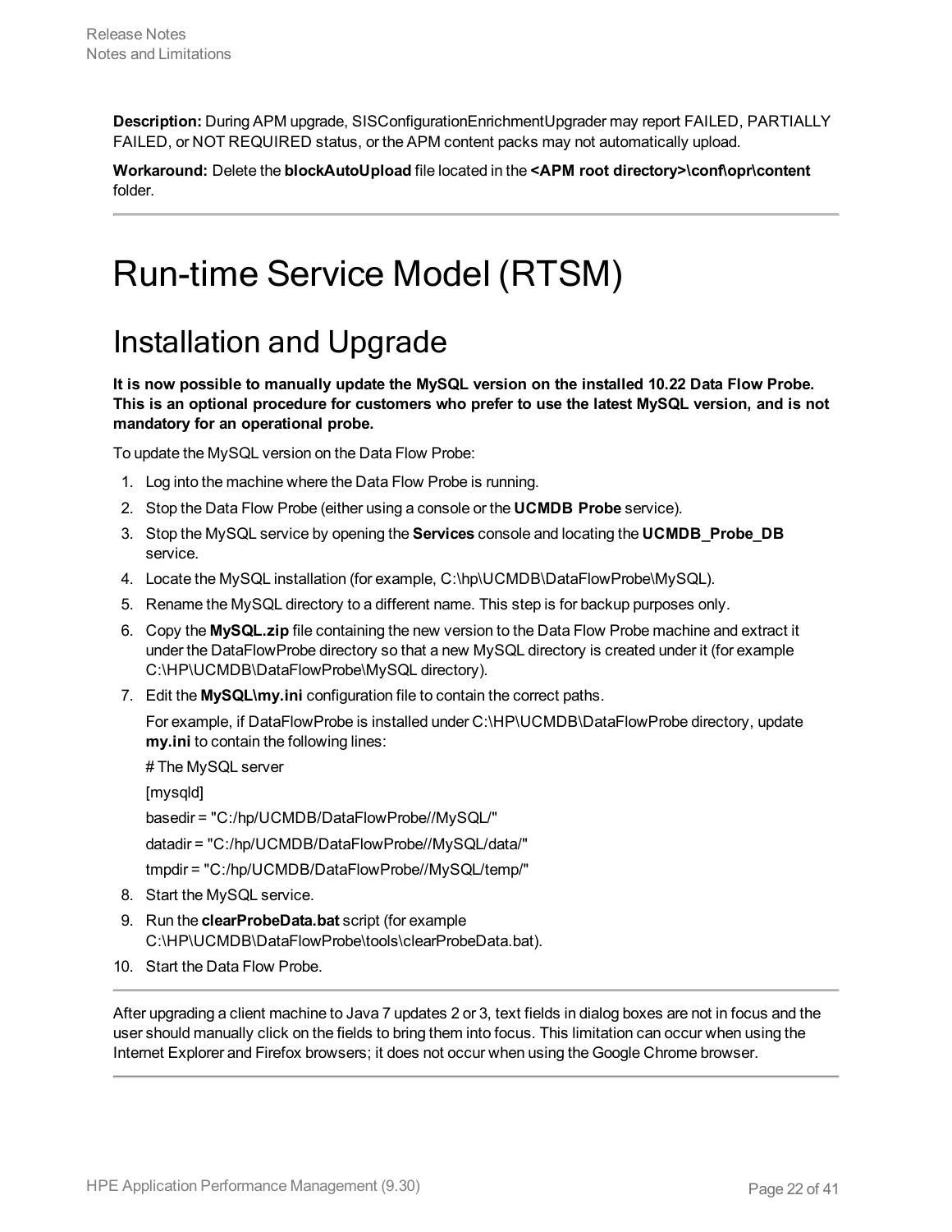**Description:** During APM upgrade, SISConfigurationEnrichmentUpgrader may report FAILED, PARTIALLY FAILED, or NOT REQUIRED status, or the APM content packs may not automatically upload.

**Workaround:** Delete the **blockAutoUpload** file located in the **<APM root directory>\conf\opr\content** folder.

---

# Run-time Service Model (RTSM)

## Installation and Upgrade

**It is now possible to manually update the MySQL version on the installed 10.22 Data Flow Probe. This is an optional procedure for customers who prefer to use the latest MySQL version, and is not mandatory for an operational probe.**

To update the MySQL version on the Data Flow Probe:

1. Log into the machine where the Data Flow Probe is running.
2. Stop the Data Flow Probe (either using a console or the **UCMDB Probe** service).
3. Stop the MySQL service by opening the **Services** console and locating the **UCMDB_Probe_DB** service.
4. Locate the MySQL installation (for example, C:\hp\UCMDB\DataFlowProbe\MySQL).
5. Rename the MySQL directory to a different name. This step is for backup purposes only.
6. Copy the **MySQL.zip** file containing the new version to the Data Flow Probe machine and extract it under the DataFlowProbe directory so that a new MySQL directory is created under it (for example C:\HP\UCMDB\DataFlowProbe\MySQL directory).
7. Edit the **MySQL\my.ini** configuration file to contain the correct paths.

   For example, if DataFlowProbe is installed under C:\HP\UCMDB\DataFlowProbe directory, update **my.ini** to contain the following lines:

   # The MySQL server

   [mysqld]

   basedir = "C:/hp/UCMDB/DataFlowProbe//MySQL/"

   datadir = "C:/hp/UCMDB/DataFlowProbe//MySQL/data/"

   tmpdir = "C:/hp/UCMDB/DataFlowProbe//MySQL/temp/"
8. Start the MySQL service.
9. Run the **clearProbeData.bat** script (for example C:\HP\UCMDB\DataFlowProbe\tools\clearProbeData.bat).
10. Start the Data Flow Probe.

---

After upgrading a client machine to Java 7 updates 2 or 3, text fields in dialog boxes are not in focus and the user should manually click on the fields to bring them into focus. This limitation can occur when using the Internet Explorer and Firefox browsers; it does not occur when using the Google Chrome browser.

---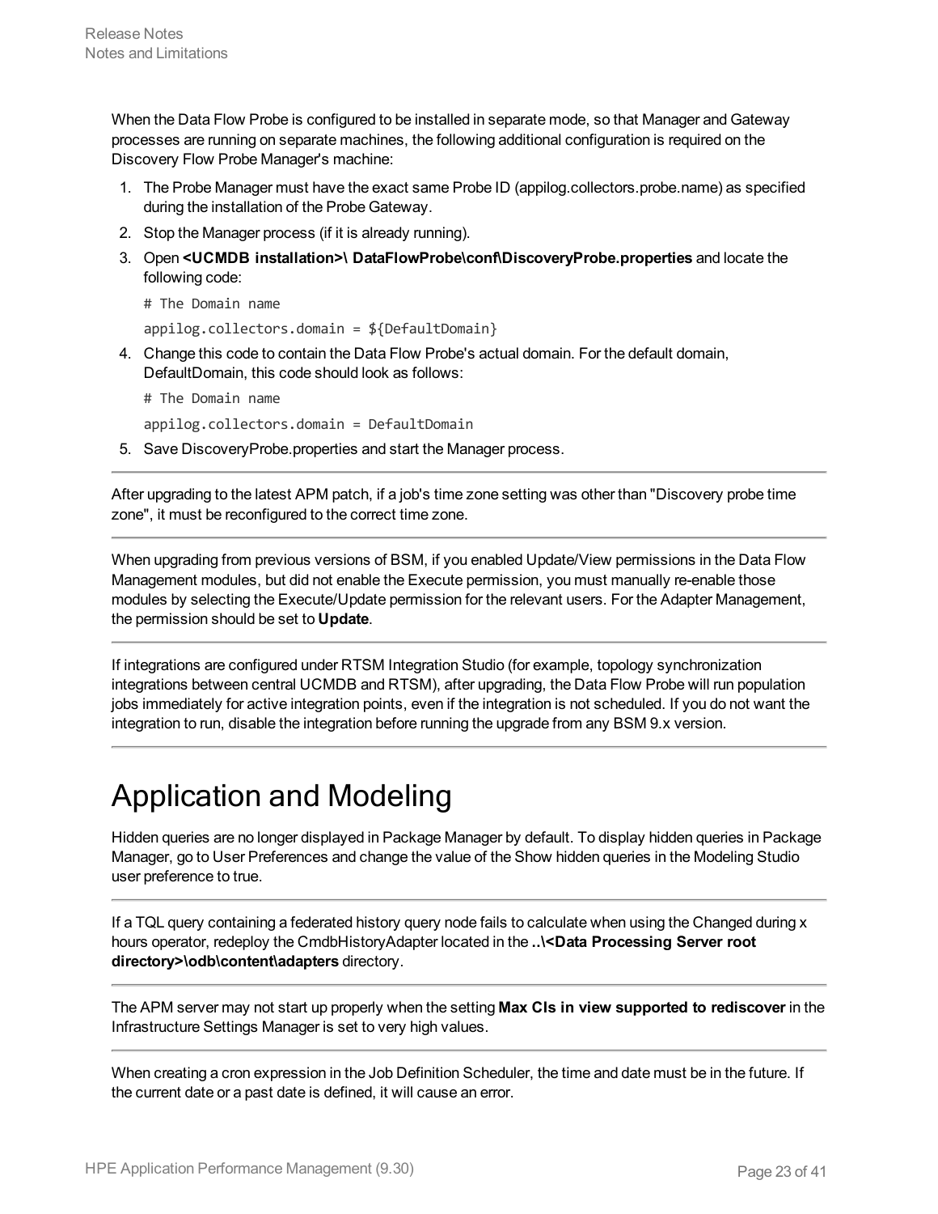When the Data Flow Probe is configured to be installed in separate mode, so that Manager and Gateway processes are running on separate machines, the following additional configuration is required on the Discovery Flow Probe Manager's machine:

1. The Probe Manager must have the exact same Probe ID (appilog.collectors.probe.name) as specified during the installation of the Probe Gateway.
2. Stop the Manager process (if it is already running).
3. Open **<UCMDB installation>\ DataFlowProbe\conf\DiscoveryProbe.properties** and locate the following code:

   ```
   # The Domain name
   appilog.collectors.domain = ${DefaultDomain}
   ```

4. Change this code to contain the Data Flow Probe's actual domain. For the default domain, DefaultDomain, this code should look as follows:

   ```
   # The Domain name
   appilog.collectors.domain = DefaultDomain
   ```

5. Save DiscoveryProbe.properties and start the Manager process.

---

After upgrading to the latest APM patch, if a job's time zone setting was other than "Discovery probe time zone", it must be reconfigured to the correct time zone.

---

When upgrading from previous versions of BSM, if you enabled Update/View permissions in the Data Flow Management modules, but did not enable the Execute permission, you must manually re-enable those modules by selecting the Execute/Update permission for the relevant users. For the Adapter Management, the permission should be set to **Update**.

---

If integrations are configured under RTSM Integration Studio (for example, topology synchronization integrations between central UCMDB and RTSM), after upgrading, the Data Flow Probe will run population jobs immediately for active integration points, even if the integration is not scheduled. If you do not want the integration to run, disable the integration before running the upgrade from any BSM 9.x version.

---

# Application and Modeling

Hidden queries are no longer displayed in Package Manager by default. To display hidden queries in Package Manager, go to User Preferences and change the value of the Show hidden queries in the Modeling Studio user preference to true.

---

If a TQL query containing a federated history query node fails to calculate when using the Changed during x hours operator, redeploy the CmdbHistoryAdapter located in the **..\<Data Processing Server root directory>\odb\content\adapters** directory.

---

The APM server may not start up properly when the setting **Max CIs in view supported to rediscover** in the Infrastructure Settings Manager is set to very high values.

---

When creating a cron expression in the Job Definition Scheduler, the time and date must be in the future. If the current date or a past date is defined, it will cause an error.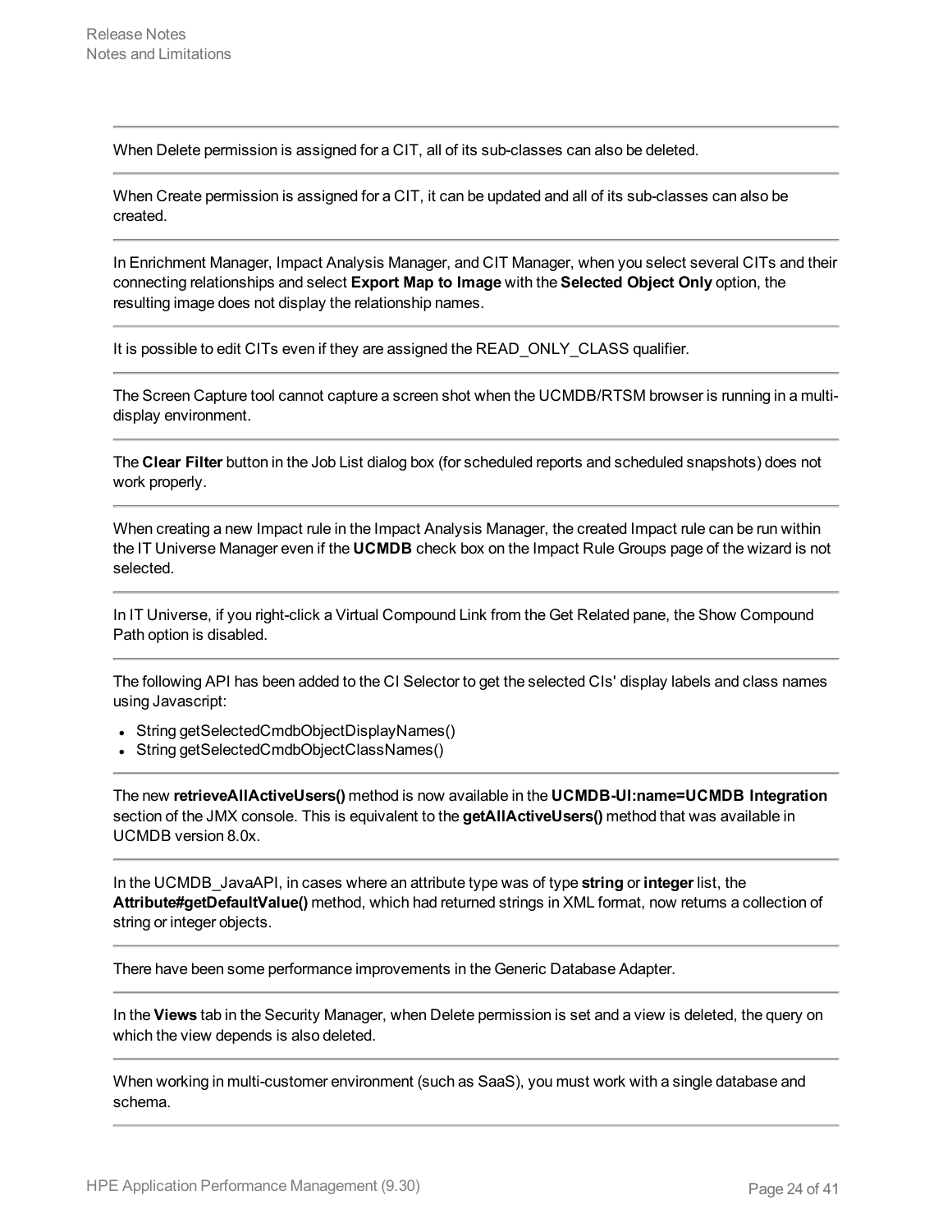When Delete permission is assigned for a CIT, all of its sub-classes can also be deleted.

---

When Create permission is assigned for a CIT, it can be updated and all of its sub-classes can also be created.

---

In Enrichment Manager, Impact Analysis Manager, and CIT Manager, when you select several CITs and their connecting relationships and select **Export Map to Image** with the **Selected Object Only** option, the resulting image does not display the relationship names.

---

It is possible to edit CITs even if they are assigned the READ_ONLY_CLASS qualifier.

---

The Screen Capture tool cannot capture a screen shot when the UCMDB/RTSM browser is running in a multi-display environment.

---

The **Clear Filter** button in the Job List dialog box (for scheduled reports and scheduled snapshots) does not work properly.

---

When creating a new Impact rule in the Impact Analysis Manager, the created Impact rule can be run within the IT Universe Manager even if the **UCMDB** check box on the Impact Rule Groups page of the wizard is not selected.

---

In IT Universe, if you right-click a Virtual Compound Link from the Get Related pane, the Show Compound Path option is disabled.

---

The following API has been added to the CI Selector to get the selected CIs' display labels and class names using Javascript:

- String getSelectedCmdbObjectDisplayNames()
- String getSelectedCmdbObjectClassNames()

---

The new **retrieveAllActiveUsers()** method is now available in the **UCMDB-UI:name=UCMDB Integration** section of the JMX console. This is equivalent to the **getAllActiveUsers()** method that was available in UCMDB version 8.0x.

---

In the UCMDB_JavaAPI, in cases where an attribute type was of type **string** or **integer** list, the **Attribute#getDefaultValue()** method, which had returned strings in XML format, now returns a collection of string or integer objects.

---

There have been some performance improvements in the Generic Database Adapter.

---

In the **Views** tab in the Security Manager, when Delete permission is set and a view is deleted, the query on which the view depends is also deleted.

---

When working in multi-customer environment (such as SaaS), you must work with a single database and schema.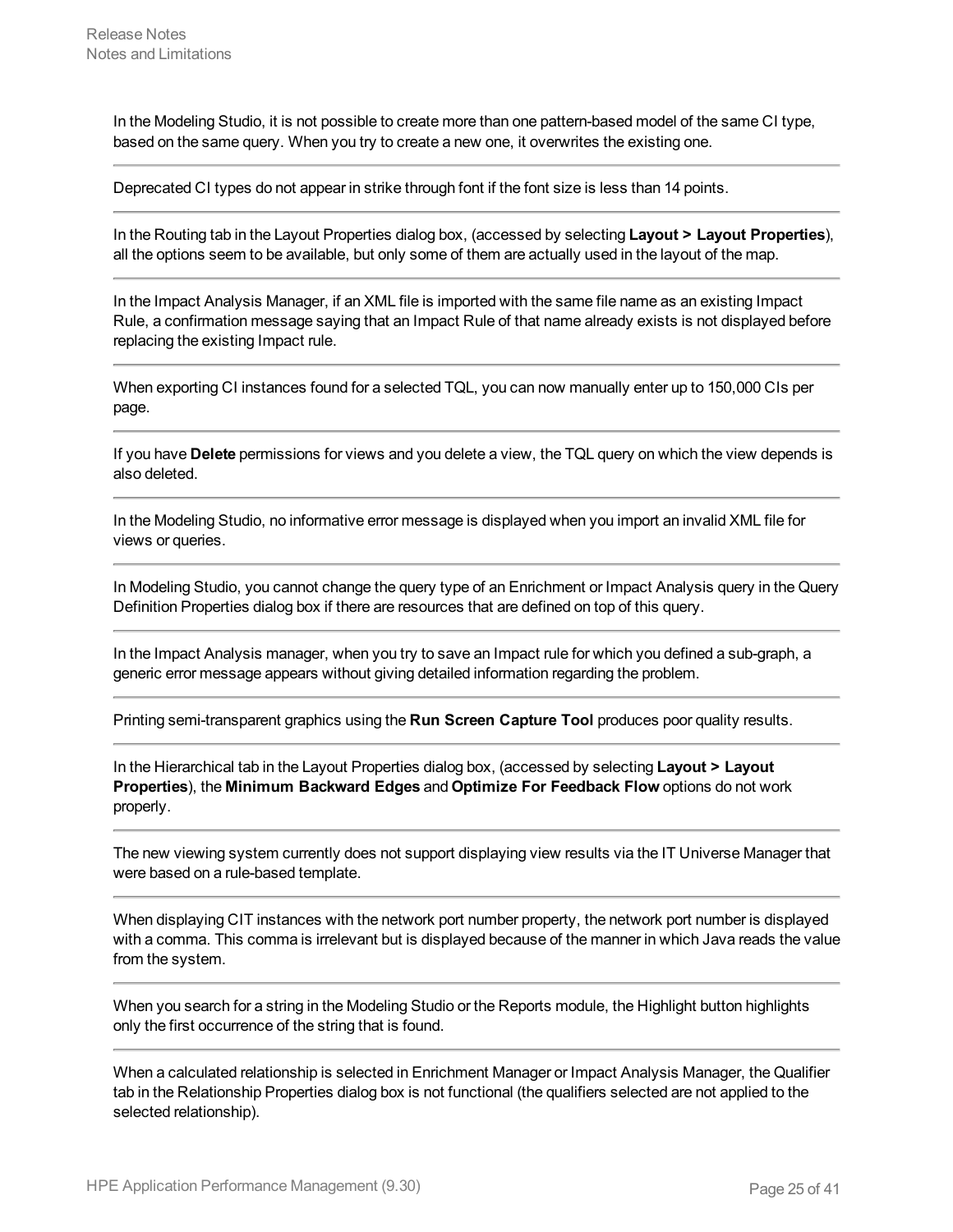In the Modeling Studio, it is not possible to create more than one pattern-based model of the same CI type, based on the same query. When you try to create a new one, it overwrites the existing one.

---

Deprecated CI types do not appear in strike through font if the font size is less than 14 points.

---

In the Routing tab in the Layout Properties dialog box, (accessed by selecting **Layout > Layout Properties**), all the options seem to be available, but only some of them are actually used in the layout of the map.

---

In the Impact Analysis Manager, if an XML file is imported with the same file name as an existing Impact Rule, a confirmation message saying that an Impact Rule of that name already exists is not displayed before replacing the existing Impact rule.

---

When exporting CI instances found for a selected TQL, you can now manually enter up to 150,000 CIs per page.

---

If you have **Delete** permissions for views and you delete a view, the TQL query on which the view depends is also deleted.

---

In the Modeling Studio, no informative error message is displayed when you import an invalid XML file for views or queries.

---

In Modeling Studio, you cannot change the query type of an Enrichment or Impact Analysis query in the Query Definition Properties dialog box if there are resources that are defined on top of this query.

---

In the Impact Analysis manager, when you try to save an Impact rule for which you defined a sub-graph, a generic error message appears without giving detailed information regarding the problem.

---

Printing semi-transparent graphics using the **Run Screen Capture Tool** produces poor quality results.

---

In the Hierarchical tab in the Layout Properties dialog box, (accessed by selecting **Layout > Layout Properties**), the **Minimum Backward Edges** and **Optimize For Feedback Flow** options do not work properly.

---

The new viewing system currently does not support displaying view results via the IT Universe Manager that were based on a rule-based template.

---

When displaying CIT instances with the network port number property, the network port number is displayed with a comma. This comma is irrelevant but is displayed because of the manner in which Java reads the value from the system.

---

When you search for a string in the Modeling Studio or the Reports module, the Highlight button highlights only the first occurrence of the string that is found.

---

When a calculated relationship is selected in Enrichment Manager or Impact Analysis Manager, the Qualifier tab in the Relationship Properties dialog box is not functional (the qualifiers selected are not applied to the selected relationship).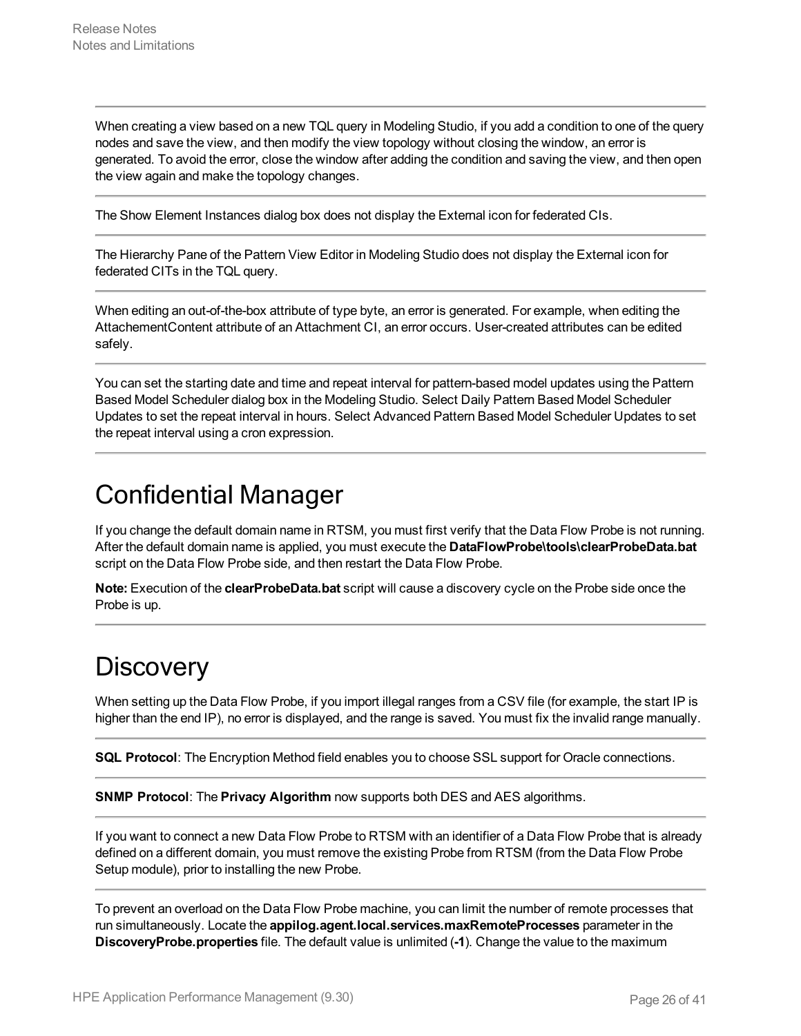When creating a view based on a new TQL query in Modeling Studio, if you add a condition to one of the query nodes and save the view, and then modify the view topology without closing the window, an error is generated. To avoid the error, close the window after adding the condition and saving the view, and then open the view again and make the topology changes.

---

The Show Element Instances dialog box does not display the External icon for federated CIs.

---

The Hierarchy Pane of the Pattern View Editor in Modeling Studio does not display the External icon for federated CITs in the TQL query.

---

When editing an out-of-the-box attribute of type byte, an error is generated. For example, when editing the AttachementContent attribute of an Attachment CI, an error occurs. User-created attributes can be edited safely.

---

You can set the starting date and time and repeat interval for pattern-based model updates using the Pattern Based Model Scheduler dialog box in the Modeling Studio. Select Daily Pattern Based Model Scheduler Updates to set the repeat interval in hours. Select Advanced Pattern Based Model Scheduler Updates to set the repeat interval using a cron expression.

---

# Confidential Manager

If you change the default domain name in RTSM, you must first verify that the Data Flow Probe is not running. After the default domain name is applied, you must execute the **DataFlowProbe\tools\clearProbeData.bat** script on the Data Flow Probe side, and then restart the Data Flow Probe.

**Note:** Execution of the **clearProbeData.bat** script will cause a discovery cycle on the Probe side once the Probe is up.

---

# Discovery

When setting up the Data Flow Probe, if you import illegal ranges from a CSV file (for example, the start IP is higher than the end IP), no error is displayed, and the range is saved. You must fix the invalid range manually.

---

**SQL Protocol**: The Encryption Method field enables you to choose SSL support for Oracle connections.

---

**SNMP Protocol**: The **Privacy Algorithm** now supports both DES and AES algorithms.

---

If you want to connect a new Data Flow Probe to RTSM with an identifier of a Data Flow Probe that is already defined on a different domain, you must remove the existing Probe from RTSM (from the Data Flow Probe Setup module), prior to installing the new Probe.

---

To prevent an overload on the Data Flow Probe machine, you can limit the number of remote processes that run simultaneously. Locate the **appilog.agent.local.services.maxRemoteProcesses** parameter in the **DiscoveryProbe.properties** file. The default value is unlimited (**-1**). Change the value to the maximum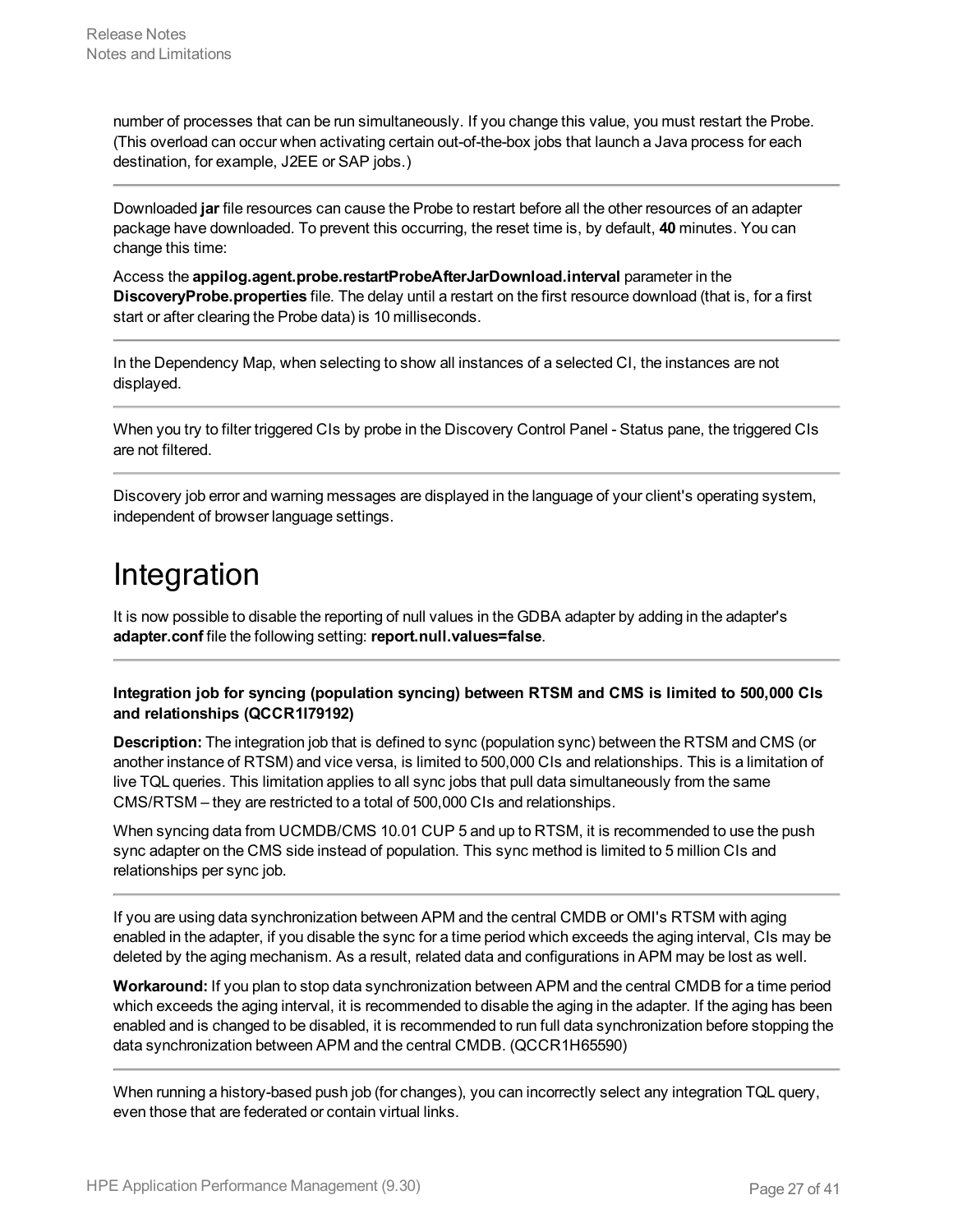number of processes that can be run simultaneously. If you change this value, you must restart the Probe. (This overload can occur when activating certain out-of-the-box jobs that launch a Java process for each destination, for example, J2EE or SAP jobs.)

---

Downloaded **jar** file resources can cause the Probe to restart before all the other resources of an adapter package have downloaded. To prevent this occurring, the reset time is, by default, **40** minutes. You can change this time:

Access the **appilog.agent.probe.restartProbeAfterJarDownload.interval** parameter in the **DiscoveryProbe.properties** file. The delay until a restart on the first resource download (that is, for a first start or after clearing the Probe data) is 10 milliseconds.

---

In the Dependency Map, when selecting to show all instances of a selected CI, the instances are not displayed.

---

When you try to filter triggered CIs by probe in the Discovery Control Panel - Status pane, the triggered CIs are not filtered.

---

Discovery job error and warning messages are displayed in the language of your client's operating system, independent of browser language settings.

# Integration

It is now possible to disable the reporting of null values in the GDBA adapter by adding in the adapter's **adapter.conf** file the following setting: **report.null.values=false**.

---

**Integration job for syncing (population syncing) between RTSM and CMS is limited to 500,000 CIs and relationships (QCCR1I79192)**

**Description:** The integration job that is defined to sync (population sync) between the RTSM and CMS (or another instance of RTSM) and vice versa, is limited to 500,000 CIs and relationships. This is a limitation of live TQL queries. This limitation applies to all sync jobs that pull data simultaneously from the same CMS/RTSM – they are restricted to a total of 500,000 CIs and relationships.

When syncing data from UCMDB/CMS 10.01 CUP 5 and up to RTSM, it is recommended to use the push sync adapter on the CMS side instead of population. This sync method is limited to 5 million CIs and relationships per sync job.

---

If you are using data synchronization between APM and the central CMDB or OMI's RTSM with aging enabled in the adapter, if you disable the sync for a time period which exceeds the aging interval, CIs may be deleted by the aging mechanism. As a result, related data and configurations in APM may be lost as well.

**Workaround:** If you plan to stop data synchronization between APM and the central CMDB for a time period which exceeds the aging interval, it is recommended to disable the aging in the adapter. If the aging has been enabled and is changed to be disabled, it is recommended to run full data synchronization before stopping the data synchronization between APM and the central CMDB. (QCCR1H65590)

---

When running a history-based push job (for changes), you can incorrectly select any integration TQL query, even those that are federated or contain virtual links.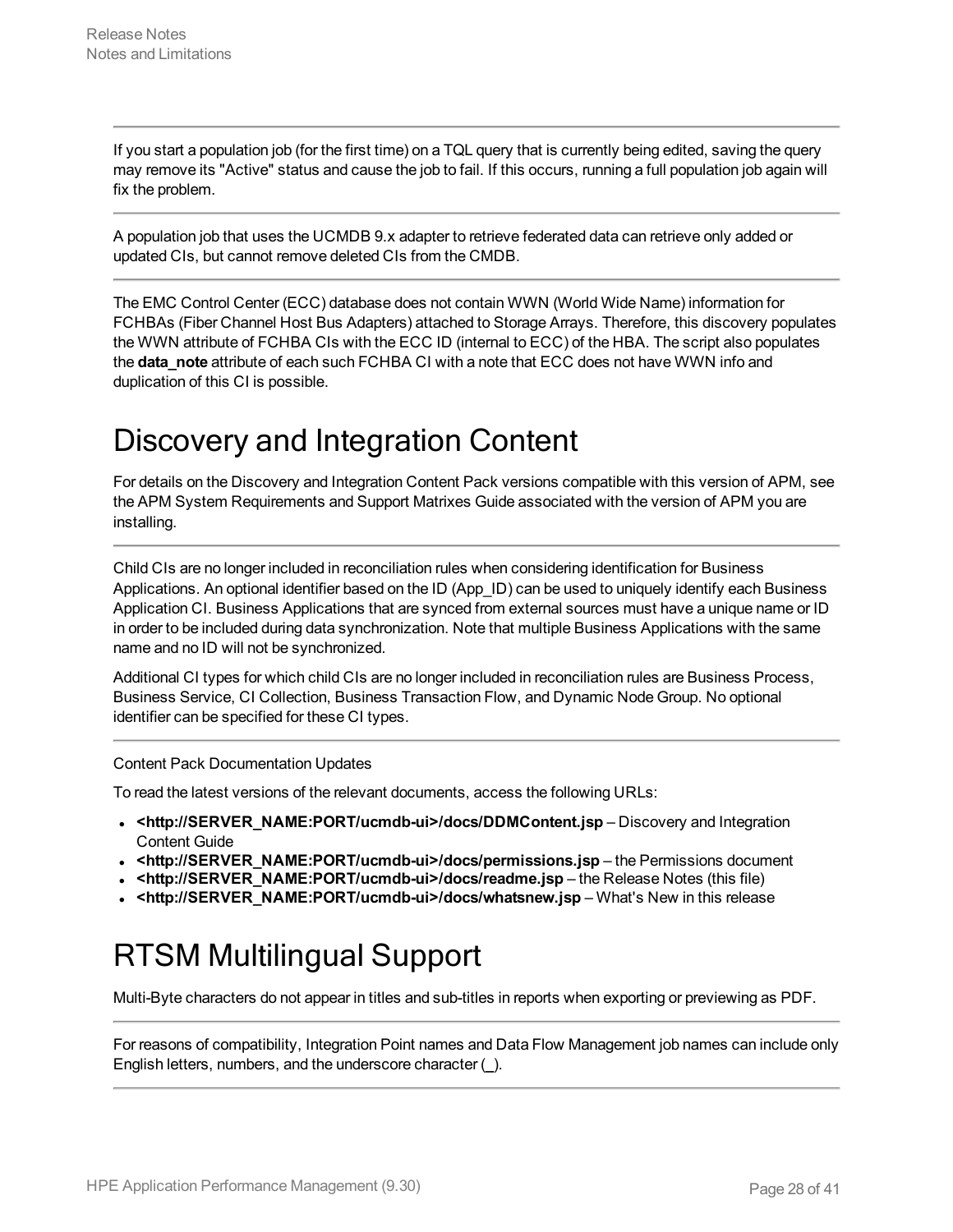If you start a population job (for the first time) on a TQL query that is currently being edited, saving the query may remove its "Active" status and cause the job to fail. If this occurs, running a full population job again will fix the problem.

---

A population job that uses the UCMDB 9.x adapter to retrieve federated data can retrieve only added or updated CIs, but cannot remove deleted CIs from the CMDB.

---

The EMC Control Center (ECC) database does not contain WWN (World Wide Name) information for FCHBAs (Fiber Channel Host Bus Adapters) attached to Storage Arrays. Therefore, this discovery populates the WWN attribute of FCHBA CIs with the ECC ID (internal to ECC) of the HBA. The script also populates the **data_note** attribute of each such FCHBA CI with a note that ECC does not have WWN info and duplication of this CI is possible.

# Discovery and Integration Content

For details on the Discovery and Integration Content Pack versions compatible with this version of APM, see the APM System Requirements and Support Matrixes Guide associated with the version of APM you are installing.

---

Child CIs are no longer included in reconciliation rules when considering identification for Business Applications. An optional identifier based on the ID (App_ID) can be used to uniquely identify each Business Application CI. Business Applications that are synced from external sources must have a unique name or ID in order to be included during data synchronization. Note that multiple Business Applications with the same name and no ID will not be synchronized.

Additional CI types for which child CIs are no longer included in reconciliation rules are Business Process, Business Service, CI Collection, Business Transaction Flow, and Dynamic Node Group. No optional identifier can be specified for these CI types.

---

Content Pack Documentation Updates

To read the latest versions of the relevant documents, access the following URLs:

- **<http://SERVER_NAME:PORT/ucmdb-ui>/docs/DDMContent.jsp** – Discovery and Integration Content Guide
- **<http://SERVER_NAME:PORT/ucmdb-ui>/docs/permissions.jsp** – the Permissions document
- **<http://SERVER_NAME:PORT/ucmdb-ui>/docs/readme.jsp** – the Release Notes (this file)
- **<http://SERVER_NAME:PORT/ucmdb-ui>/docs/whatsnew.jsp** – What's New in this release

# RTSM Multilingual Support

Multi-Byte characters do not appear in titles and sub-titles in reports when exporting or previewing as PDF.

---

For reasons of compatibility, Integration Point names and Data Flow Management job names can include only English letters, numbers, and the underscore character (_).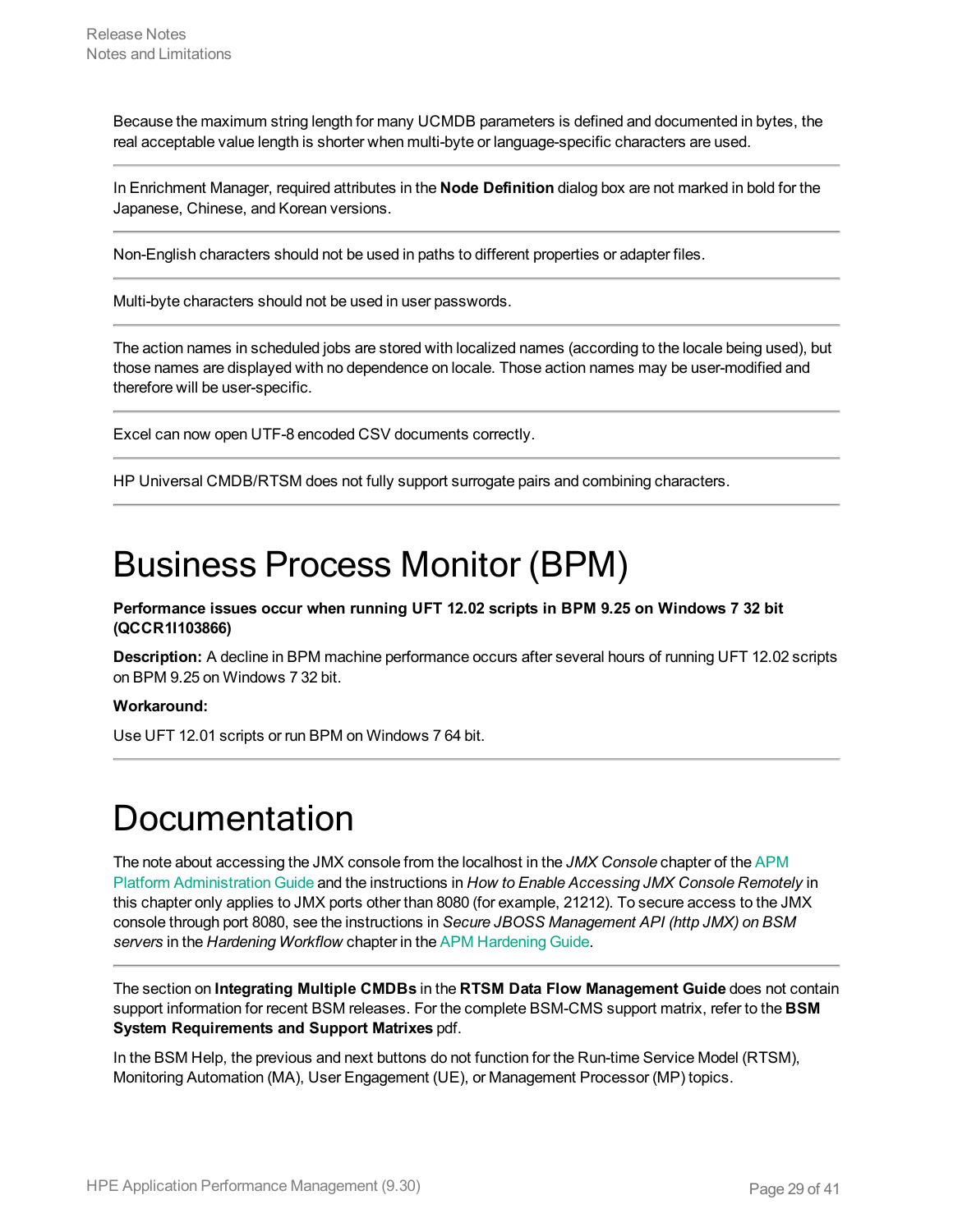Because the maximum string length for many UCMDB parameters is defined and documented in bytes, the real acceptable value length is shorter when multi-byte or language-specific characters are used.

---

In Enrichment Manager, required attributes in the **Node Definition** dialog box are not marked in bold for the Japanese, Chinese, and Korean versions.

---

Non-English characters should not be used in paths to different properties or adapter files.

---

Multi-byte characters should not be used in user passwords.

---

The action names in scheduled jobs are stored with localized names (according to the locale being used), but those names are displayed with no dependence on locale. Those action names may be user-modified and therefore will be user-specific.

---

Excel can now open UTF-8 encoded CSV documents correctly.

---

HP Universal CMDB/RTSM does not fully support surrogate pairs and combining characters.

---

# Business Process Monitor (BPM)

**Performance issues occur when running UFT 12.02 scripts in BPM 9.25 on Windows 7 32 bit (QCCR1I103866)**

**Description:** A decline in BPM machine performance occurs after several hours of running UFT 12.02 scripts on BPM 9.25 on Windows 7 32 bit.

**Workaround:**

Use UFT 12.01 scripts or run BPM on Windows 7 64 bit.

---

# Documentation

The note about accessing the JMX console from the localhost in the *JMX Console* chapter of the APM Platform Administration Guide and the instructions in *How to Enable Accessing JMX Console Remotely* in this chapter only applies to JMX ports other than 8080 (for example, 21212). To secure access to the JMX console through port 8080, see the instructions in *Secure JBOSS Management API (http JMX) on BSM servers* in the *Hardening Workflow* chapter in the APM Hardening Guide.

---

The section on **Integrating Multiple CMDBs** in the **RTSM Data Flow Management Guide** does not contain support information for recent BSM releases. For the complete BSM-CMS support matrix, refer to the **BSM System Requirements and Support Matrixes** pdf.

In the BSM Help, the previous and next buttons do not function for the Run-time Service Model (RTSM), Monitoring Automation (MA), User Engagement (UE), or Management Processor (MP) topics.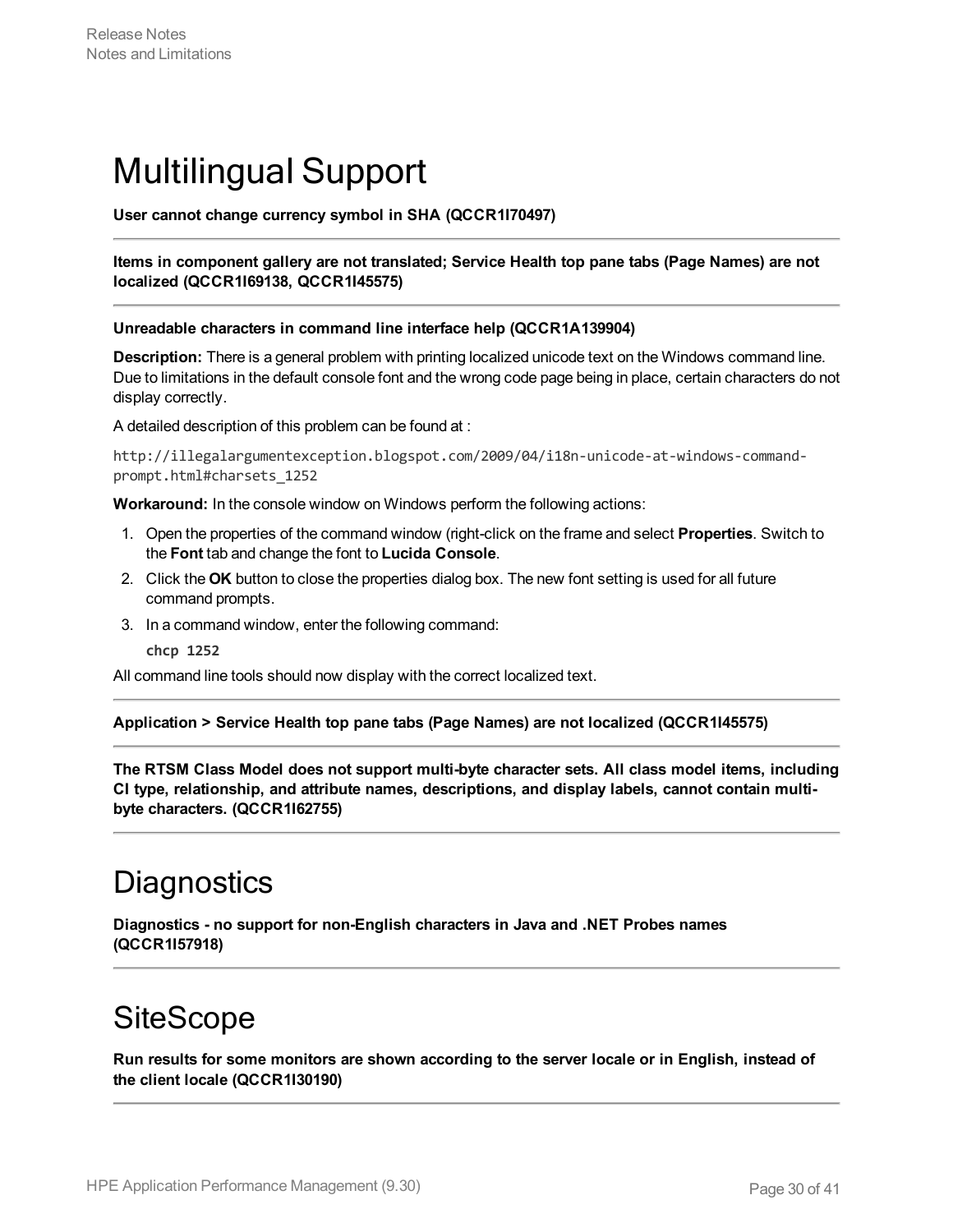# Multilingual Support

**User cannot change currency symbol in SHA (QCCR1I70497)**

---

**Items in component gallery are not translated; Service Health top pane tabs (Page Names) are not localized (QCCR1I69138, QCCR1I45575)**

---

**Unreadable characters in command line interface help (QCCR1A139904)**

**Description:** There is a general problem with printing localized unicode text on the Windows command line. Due to limitations in the default console font and the wrong code page being in place, certain characters do not display correctly.

A detailed description of this problem can be found at :

`http://illegalargumentexception.blogspot.com/2009/04/i18n-unicode-at-windows-command-prompt.html#charsets_1252`

**Workaround:** In the console window on Windows perform the following actions:

1. Open the properties of the command window (right-click on the frame and select **Properties**. Switch to the **Font** tab and change the font to **Lucida Console**.
2. Click the **OK** button to close the properties dialog box. The new font setting is used for all future command prompts.
3. In a command window, enter the following command:

   **`chcp 1252`**

All command line tools should now display with the correct localized text.

---

**Application > Service Health top pane tabs (Page Names) are not localized (QCCR1I45575)**

---

**The RTSM Class Model does not support multi-byte character sets. All class model items, including CI type, relationship, and attribute names, descriptions, and display labels, cannot contain multi-byte characters. (QCCR1I62755)**

---

# Diagnostics

**Diagnostics - no support for non-English characters in Java and .NET Probes names (QCCR1I57918)**

---

# SiteScope

**Run results for some monitors are shown according to the server locale or in English, instead of the client locale (QCCR1I30190)**

---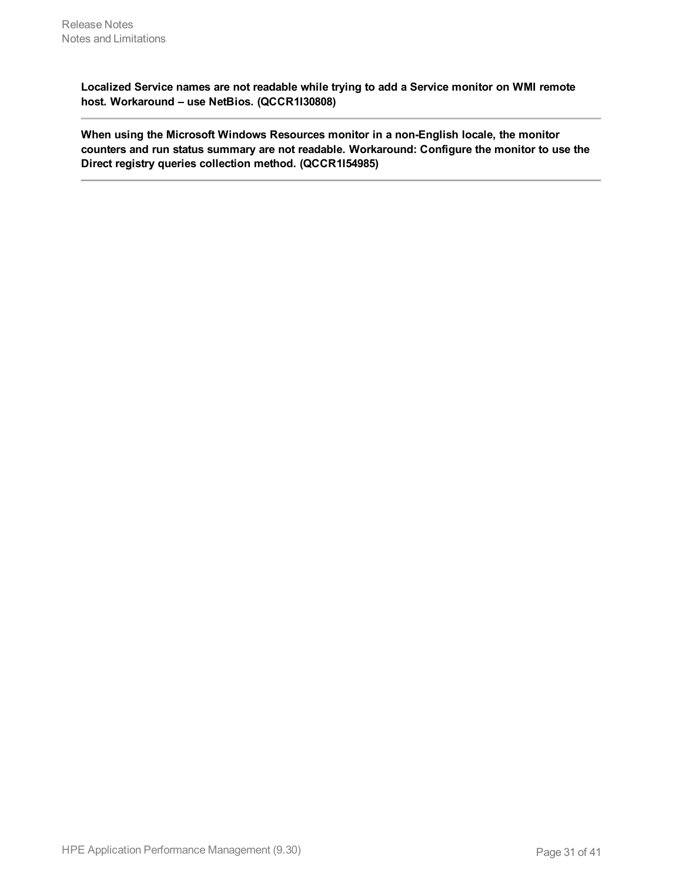**Localized Service names are not readable while trying to add a Service monitor on WMI remote host. Workaround – use NetBios. (QCCR1I30808)**

---

**When using the Microsoft Windows Resources monitor in a non-English locale, the monitor counters and run status summary are not readable. Workaround: Configure the monitor to use the Direct registry queries collection method. (QCCR1I54985)**

---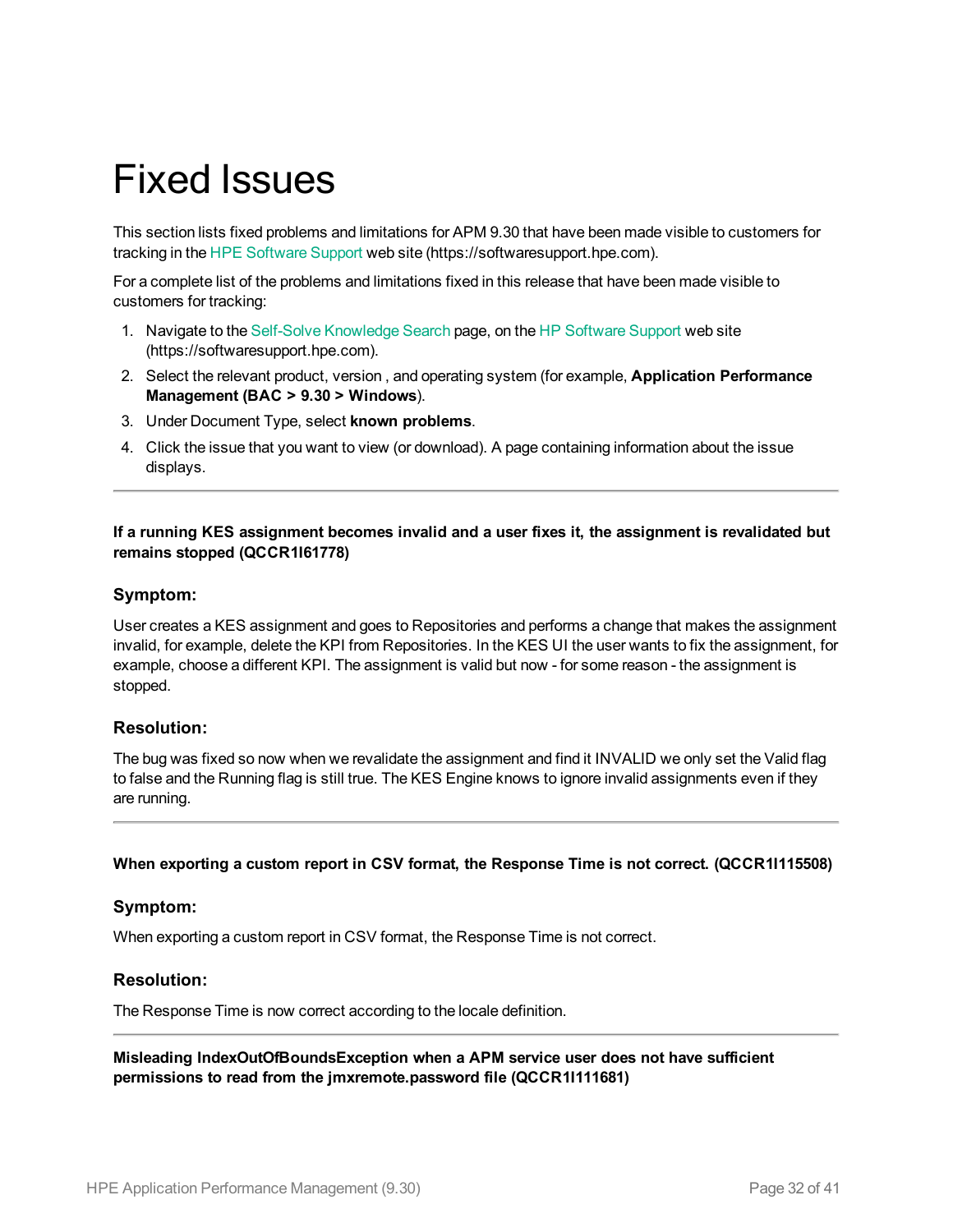# Fixed Issues

This section lists fixed problems and limitations for APM 9.30 that have been made visible to customers for tracking in the HPE Software Support web site (https://softwaresupport.hpe.com).

For a complete list of the problems and limitations fixed in this release that have been made visible to customers for tracking:

1. Navigate to the Self-Solve Knowledge Search page, on the HP Software Support web site (https://softwaresupport.hpe.com).
2. Select the relevant product, version , and operating system (for example, **Application Performance Management (BAC > 9.30 > Windows**).
3. Under Document Type, select **known problems**.
4. Click the issue that you want to view (or download). A page containing information about the issue displays.

---

**If a running KES assignment becomes invalid and a user fixes it, the assignment is revalidated but remains stopped (QCCR1I61778)**

### Symptom:

User creates a KES assignment and goes to Repositories and performs a change that makes the assignment invalid, for example, delete the KPI from Repositories. In the KES UI the user wants to fix the assignment, for example, choose a different KPI. The assignment is valid but now - for some reason - the assignment is stopped.

### Resolution:

The bug was fixed so now when we revalidate the assignment and find it INVALID we only set the Valid flag to false and the Running flag is still true. The KES Engine knows to ignore invalid assignments even if they are running.

---

**When exporting a custom report in CSV format, the Response Time is not correct. (QCCR1I115508)**

### Symptom:

When exporting a custom report in CSV format, the Response Time is not correct.

### Resolution:

The Response Time is now correct according to the locale definition.

---

**Misleading IndexOutOfBoundsException when a APM service user does not have sufficient permissions to read from the jmxremote.password file (QCCR1I111681)**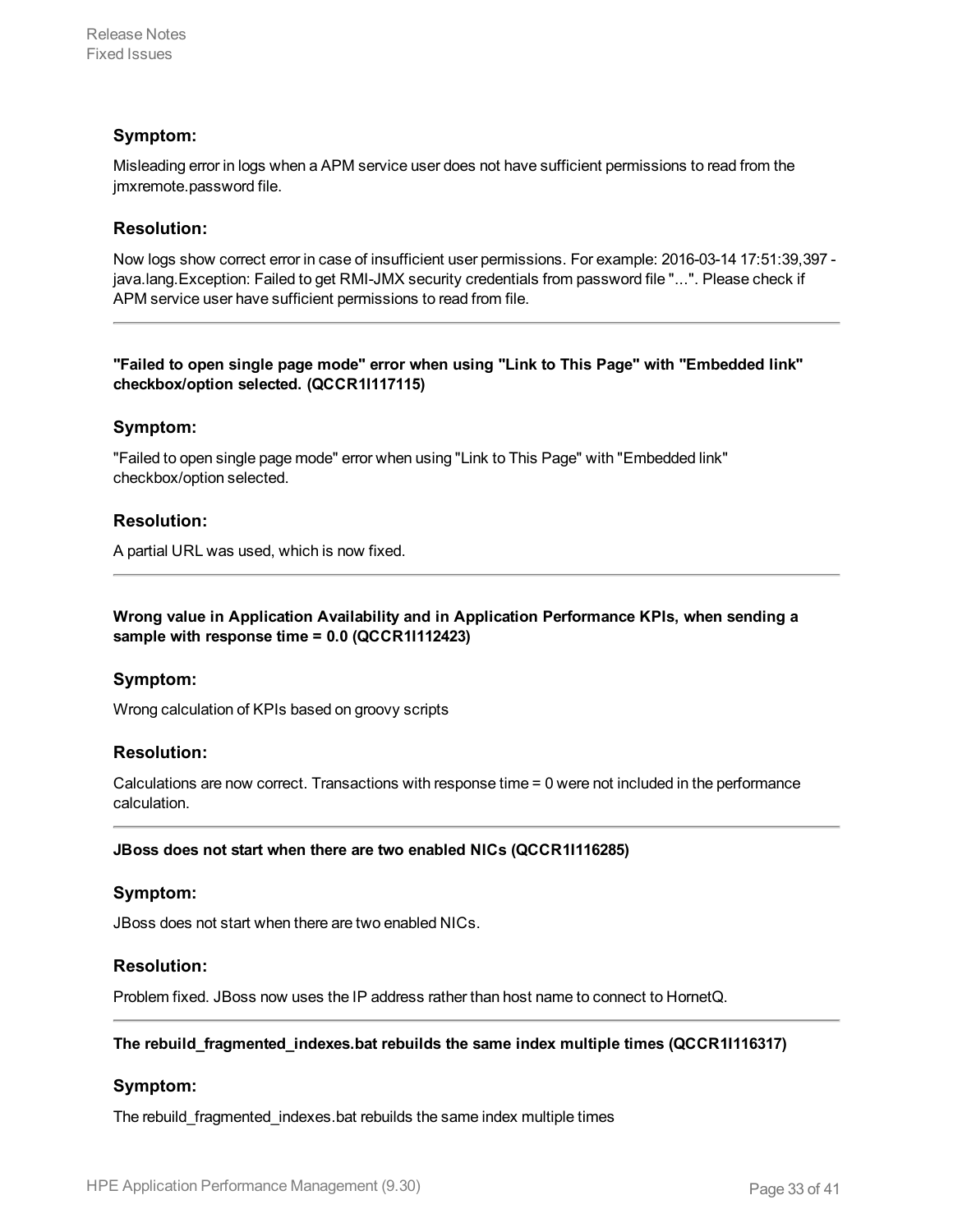### Symptom:

Misleading error in logs when a APM service user does not have sufficient permissions to read from the jmxremote.password file.

### Resolution:

Now logs show correct error in case of insufficient user permissions. For example: 2016-03-14 17:51:39,397 - java.lang.Exception: Failed to get RMI-JMX security credentials from password file "…". Please check if APM service user have sufficient permissions to read from file.

---

**"Failed to open single page mode" error when using "Link to This Page" with "Embedded link" checkbox/option selected. (QCCR1I117115)**

### Symptom:

"Failed to open single page mode" error when using "Link to This Page" with "Embedded link" checkbox/option selected.

### Resolution:

A partial URL was used, which is now fixed.

---

**Wrong value in Application Availability and in Application Performance KPIs, when sending a sample with response time = 0.0 (QCCR1I112423)**

### Symptom:

Wrong calculation of KPIs based on groovy scripts

### Resolution:

Calculations are now correct. Transactions with response time = 0 were not included in the performance calculation.

---

**JBoss does not start when there are two enabled NICs (QCCR1I116285)**

### Symptom:

JBoss does not start when there are two enabled NICs.

### Resolution:

Problem fixed. JBoss now uses the IP address rather than host name to connect to HornetQ.

---

**The rebuild_fragmented_indexes.bat rebuilds the same index multiple times (QCCR1I116317)**

### Symptom:

The rebuild_fragmented_indexes.bat rebuilds the same index multiple times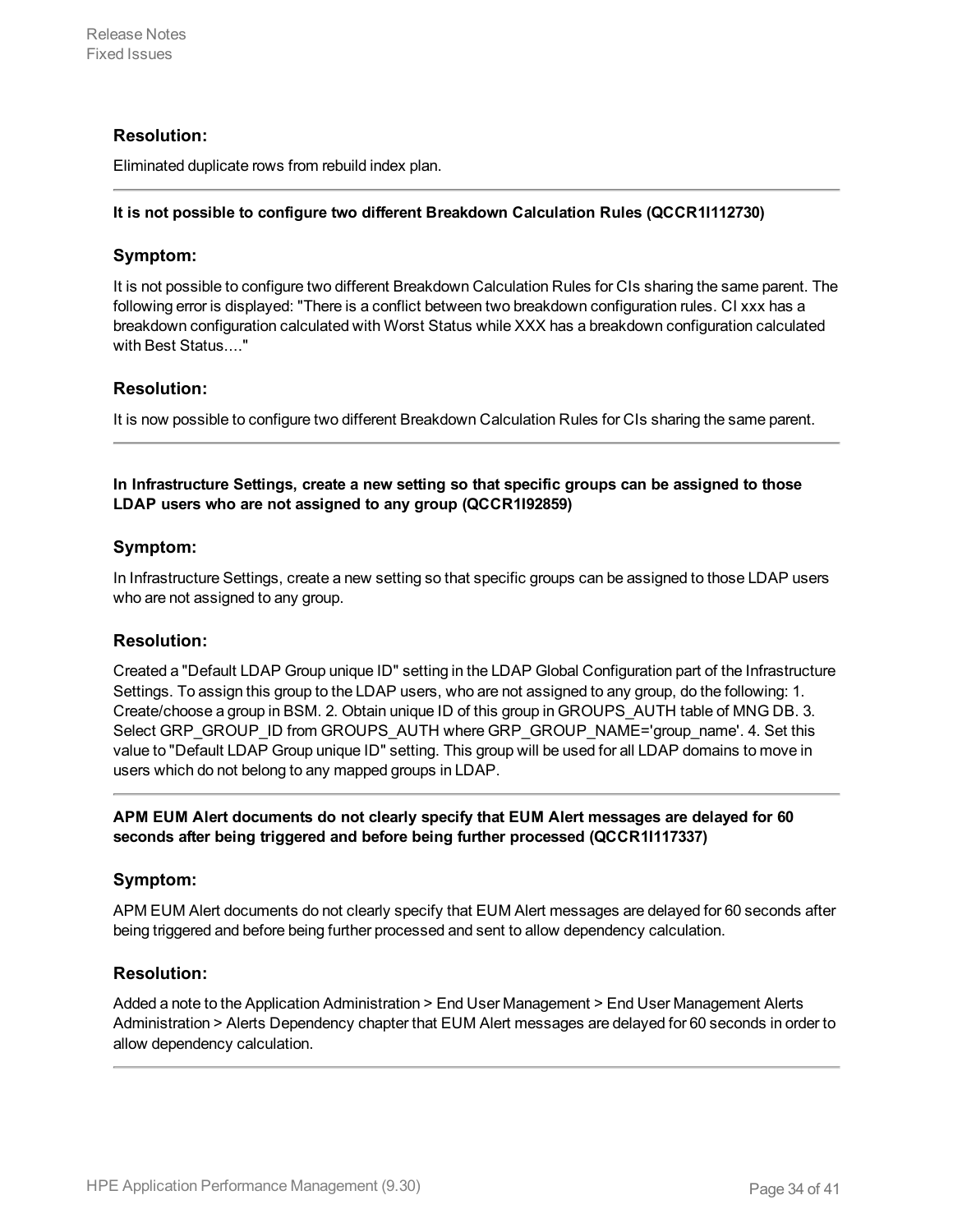### Resolution:

Eliminated duplicate rows from rebuild index plan.

---

**It is not possible to configure two different Breakdown Calculation Rules (QCCR1I112730)**

### Symptom:

It is not possible to configure two different Breakdown Calculation Rules for CIs sharing the same parent. The following error is displayed: "There is a conflict between two breakdown configuration rules. CI xxx has a breakdown configuration calculated with Worst Status while XXX has a breakdown configuration calculated with Best Status...."

### Resolution:

It is now possible to configure two different Breakdown Calculation Rules for CIs sharing the same parent.

---

**In Infrastructure Settings, create a new setting so that specific groups can be assigned to those LDAP users who are not assigned to any group (QCCR1I92859)**

### Symptom:

In Infrastructure Settings, create a new setting so that specific groups can be assigned to those LDAP users who are not assigned to any group.

### Resolution:

Created a "Default LDAP Group unique ID" setting in the LDAP Global Configuration part of the Infrastructure Settings. To assign this group to the LDAP users, who are not assigned to any group, do the following: 1. Create/choose a group in BSM. 2. Obtain unique ID of this group in GROUPS_AUTH table of MNG DB. 3. Select GRP_GROUP_ID from GROUPS_AUTH where GRP_GROUP_NAME='group_name'. 4. Set this value to "Default LDAP Group unique ID" setting. This group will be used for all LDAP domains to move in users which do not belong to any mapped groups in LDAP.

---

**APM EUM Alert documents do not clearly specify that EUM Alert messages are delayed for 60 seconds after being triggered and before being further processed (QCCR1I117337)**

### Symptom:

APM EUM Alert documents do not clearly specify that EUM Alert messages are delayed for 60 seconds after being triggered and before being further processed and sent to allow dependency calculation.

### Resolution:

Added a note to the Application Administration > End User Management > End User Management Alerts Administration > Alerts Dependency chapter that EUM Alert messages are delayed for 60 seconds in order to allow dependency calculation.

---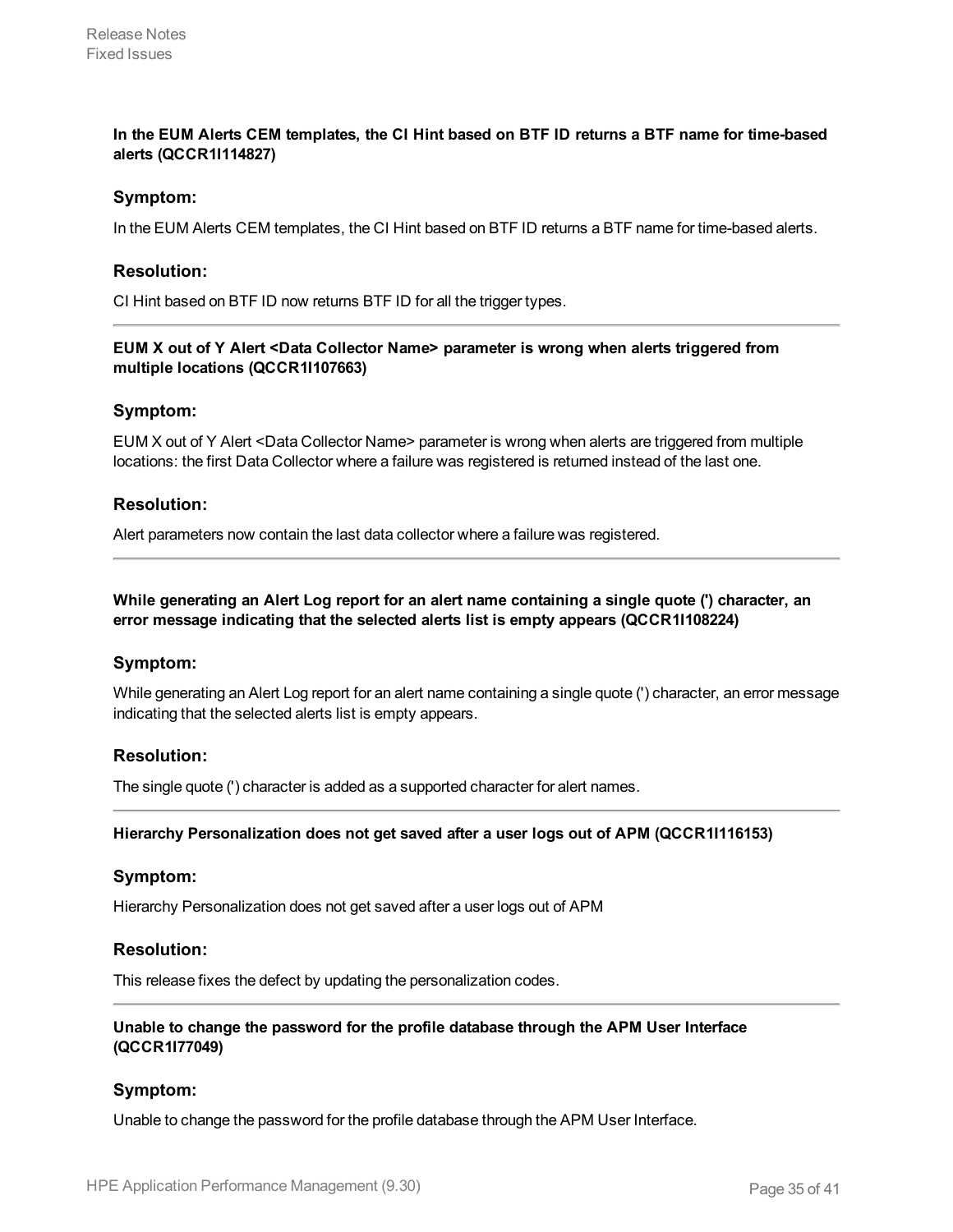**In the EUM Alerts CEM templates, the CI Hint based on BTF ID returns a BTF name for time-based alerts (QCCR1I114827)**

### Symptom:

In the EUM Alerts CEM templates, the CI Hint based on BTF ID returns a BTF name for time-based alerts.

### Resolution:

CI Hint based on BTF ID now returns BTF ID for all the trigger types.

---

**EUM X out of Y Alert <Data Collector Name> parameter is wrong when alerts triggered from multiple locations (QCCR1I107663)**

### Symptom:

EUM X out of Y Alert <Data Collector Name> parameter is wrong when alerts are triggered from multiple locations: the first Data Collector where a failure was registered is returned instead of the last one.

### Resolution:

Alert parameters now contain the last data collector where a failure was registered.

---

**While generating an Alert Log report for an alert name containing a single quote (') character, an error message indicating that the selected alerts list is empty appears (QCCR1I108224)**

### Symptom:

While generating an Alert Log report for an alert name containing a single quote (') character, an error message indicating that the selected alerts list is empty appears.

### Resolution:

The single quote (') character is added as a supported character for alert names.

---

**Hierarchy Personalization does not get saved after a user logs out of APM (QCCR1I116153)**

### Symptom:

Hierarchy Personalization does not get saved after a user logs out of APM

### Resolution:

This release fixes the defect by updating the personalization codes.

---

**Unable to change the password for the profile database through the APM User Interface (QCCR1I77049)**

### Symptom:

Unable to change the password for the profile database through the APM User Interface.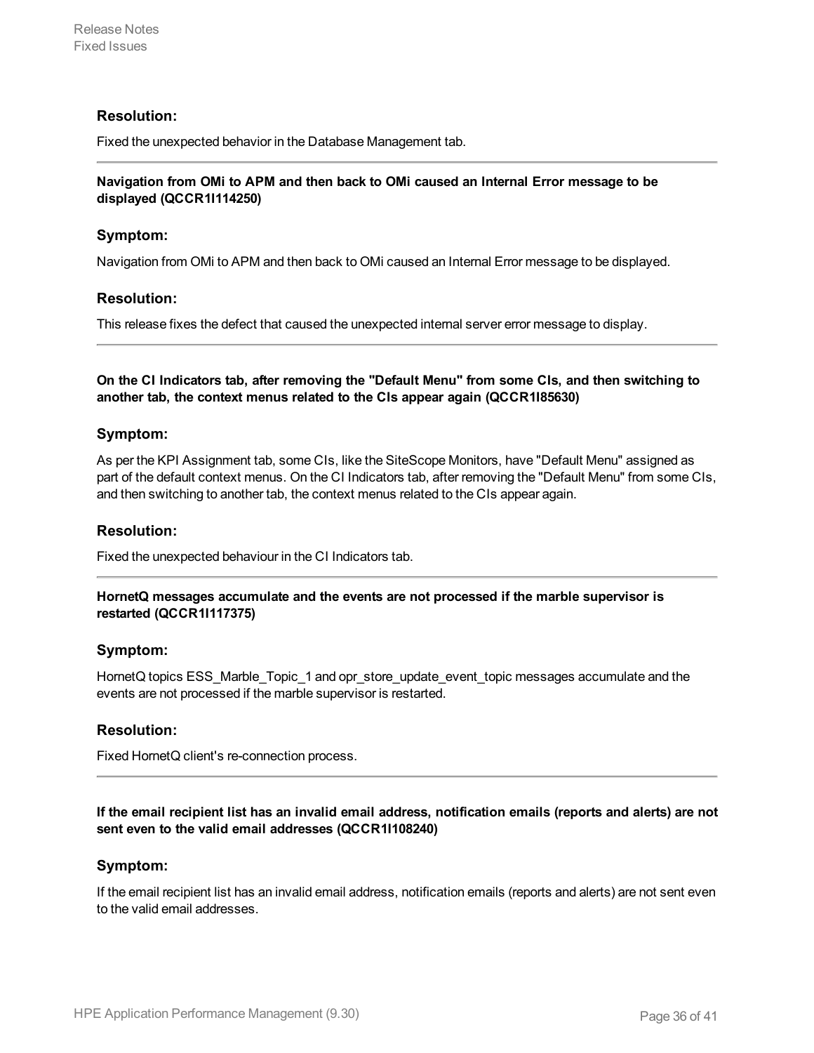### Resolution:

Fixed the unexpected behavior in the Database Management tab.

---

**Navigation from OMi to APM and then back to OMi caused an Internal Error message to be displayed (QCCR1I114250)**

### Symptom:

Navigation from OMi to APM and then back to OMi caused an Internal Error message to be displayed.

### Resolution:

This release fixes the defect that caused the unexpected internal server error message to display.

---

**On the CI Indicators tab, after removing the "Default Menu" from some CIs, and then switching to another tab, the context menus related to the CIs appear again (QCCR1I85630)**

### Symptom:

As per the KPI Assignment tab, some CIs, like the SiteScope Monitors, have "Default Menu" assigned as part of the default context menus. On the CI Indicators tab, after removing the "Default Menu" from some CIs, and then switching to another tab, the context menus related to the CIs appear again.

### Resolution:

Fixed the unexpected behaviour in the CI Indicators tab.

---

**HornetQ messages accumulate and the events are not processed if the marble supervisor is restarted (QCCR1I117375)**

### Symptom:

HornetQ topics ESS_Marble_Topic_1 and opr_store_update_event_topic messages accumulate and the events are not processed if the marble supervisor is restarted.

### Resolution:

Fixed HornetQ client's re-connection process.

---

**If the email recipient list has an invalid email address, notification emails (reports and alerts) are not sent even to the valid email addresses (QCCR1I108240)**

### Symptom:

If the email recipient list has an invalid email address, notification emails (reports and alerts) are not sent even to the valid email addresses.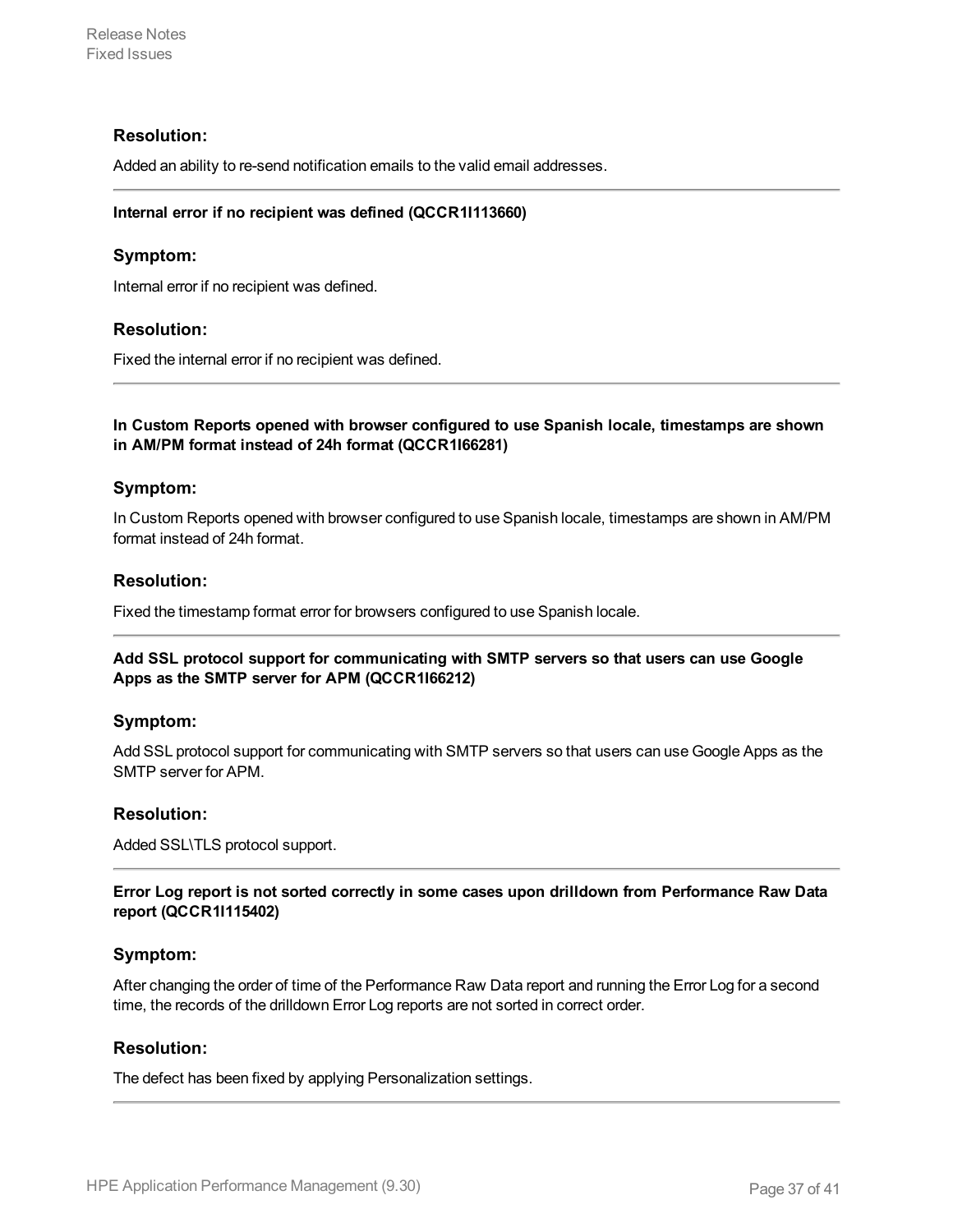### Resolution:

Added an ability to re-send notification emails to the valid email addresses.

---

**Internal error if no recipient was defined (QCCR1I113660)**

### Symptom:

Internal error if no recipient was defined.

### Resolution:

Fixed the internal error if no recipient was defined.

---

**In Custom Reports opened with browser configured to use Spanish locale, timestamps are shown in AM/PM format instead of 24h format (QCCR1I66281)**

### Symptom:

In Custom Reports opened with browser configured to use Spanish locale, timestamps are shown in AM/PM format instead of 24h format.

### Resolution:

Fixed the timestamp format error for browsers configured to use Spanish locale.

---

**Add SSL protocol support for communicating with SMTP servers so that users can use Google Apps as the SMTP server for APM (QCCR1I66212)**

### Symptom:

Add SSL protocol support for communicating with SMTP servers so that users can use Google Apps as the SMTP server for APM.

### Resolution:

Added SSL\TLS protocol support.

---

**Error Log report is not sorted correctly in some cases upon drilldown from Performance Raw Data report (QCCR1I115402)**

### Symptom:

After changing the order of time of the Performance Raw Data report and running the Error Log for a second time, the records of the drilldown Error Log reports are not sorted in correct order.

### Resolution:

The defect has been fixed by applying Personalization settings.

---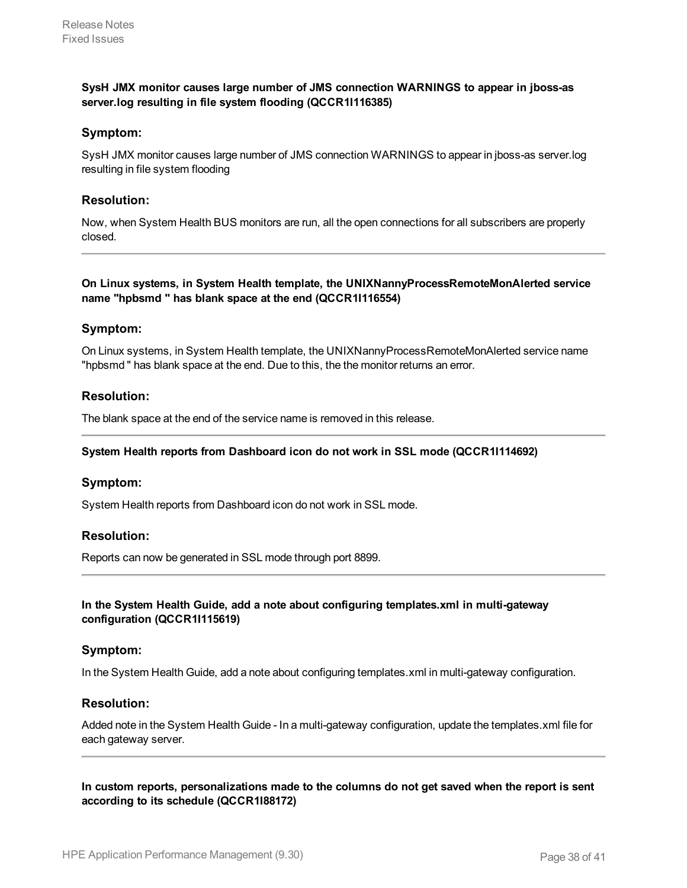**SysH JMX monitor causes large number of JMS connection WARNINGS to appear in jboss-as server.log resulting in file system flooding (QCCR1I116385)**

### Symptom:

SysH JMX monitor causes large number of JMS connection WARNINGS to appear in jboss-as server.log resulting in file system flooding

### Resolution:

Now, when System Health BUS monitors are run, all the open connections for all subscribers are properly closed.

---

**On Linux systems, in System Health template, the UNIXNannyProcessRemoteMonAlerted service name "hpbsmd " has blank space at the end (QCCR1I116554)**

### Symptom:

On Linux systems, in System Health template, the UNIXNannyProcessRemoteMonAlerted service name "hpbsmd " has blank space at the end. Due to this, the the monitor returns an error.

### Resolution:

The blank space at the end of the service name is removed in this release.

---

**System Health reports from Dashboard icon do not work in SSL mode (QCCR1I114692)**

### Symptom:

System Health reports from Dashboard icon do not work in SSL mode.

### Resolution:

Reports can now be generated in SSL mode through port 8899.

---

**In the System Health Guide, add a note about configuring templates.xml in multi-gateway configuration (QCCR1I115619)**

### Symptom:

In the System Health Guide, add a note about configuring templates.xml in multi-gateway configuration.

### Resolution:

Added note in the System Health Guide - In a multi-gateway configuration, update the templates.xml file for each gateway server.

---

**In custom reports, personalizations made to the columns do not get saved when the report is sent according to its schedule (QCCR1I88172)**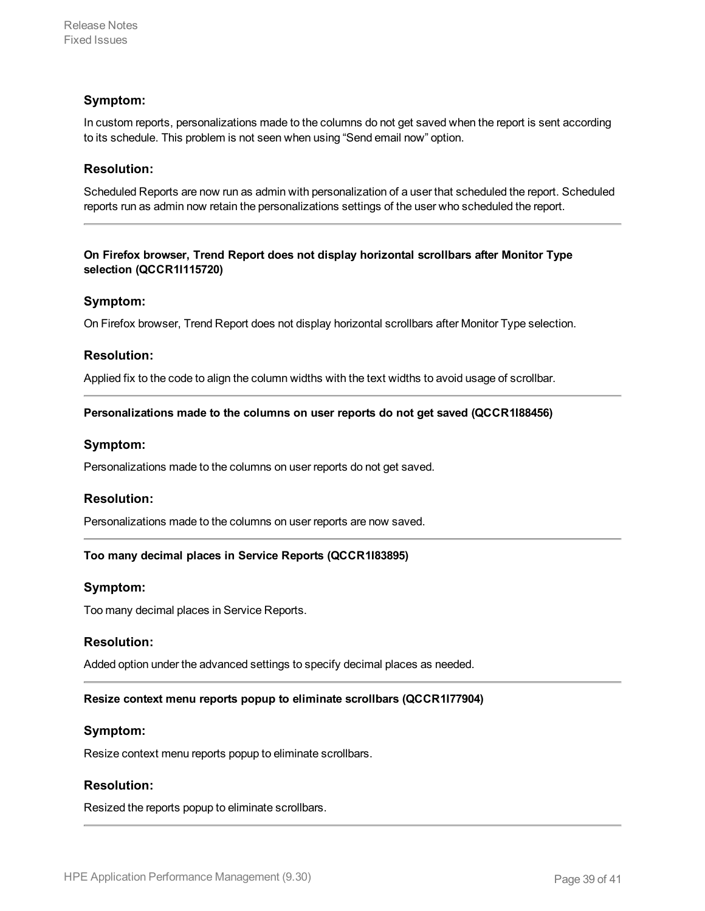### Symptom:

In custom reports, personalizations made to the columns do not get saved when the report is sent according to its schedule. This problem is not seen when using "Send email now" option.

### Resolution:

Scheduled Reports are now run as admin with personalization of a user that scheduled the report. Scheduled reports run as admin now retain the personalizations settings of the user who scheduled the report.

---

**On Firefox browser, Trend Report does not display horizontal scrollbars after Monitor Type selection (QCCR1I115720)**

### Symptom:

On Firefox browser, Trend Report does not display horizontal scrollbars after Monitor Type selection.

### Resolution:

Applied fix to the code to align the column widths with the text widths to avoid usage of scrollbar.

---

**Personalizations made to the columns on user reports do not get saved (QCCR1I88456)**

### Symptom:

Personalizations made to the columns on user reports do not get saved.

### Resolution:

Personalizations made to the columns on user reports are now saved.

---

**Too many decimal places in Service Reports (QCCR1I83895)**

### Symptom:

Too many decimal places in Service Reports.

### Resolution:

Added option under the advanced settings to specify decimal places as needed.

---

**Resize context menu reports popup to eliminate scrollbars (QCCR1I77904)**

### Symptom:

Resize context menu reports popup to eliminate scrollbars.

### Resolution:

Resized the reports popup to eliminate scrollbars.

---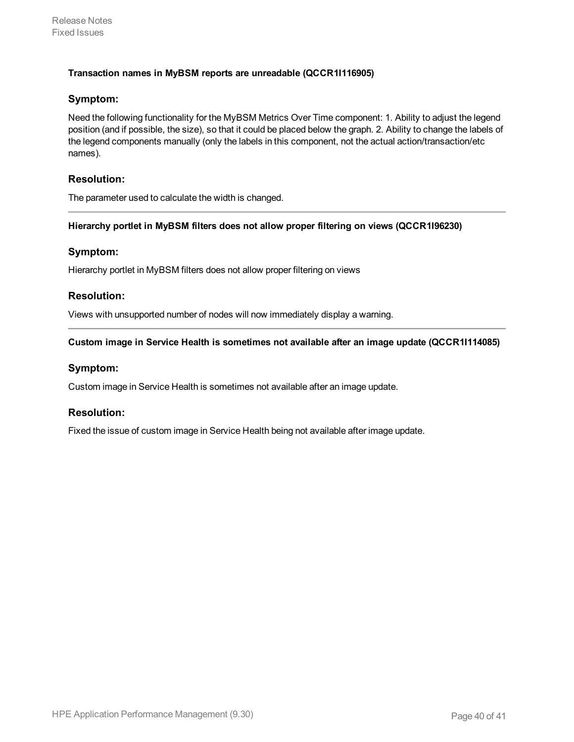#### Transaction names in MyBSM reports are unreadable (QCCR1I116905)

### Symptom:

Need the following functionality for the MyBSM Metrics Over Time component: 1. Ability to adjust the legend position (and if possible, the size), so that it could be placed below the graph. 2. Ability to change the labels of the legend components manually (only the labels in this component, not the actual action/transaction/etc names).

### Resolution:

The parameter used to calculate the width is changed.

---

#### Hierarchy portlet in MyBSM filters does not allow proper filtering on views (QCCR1I96230)

### Symptom:

Hierarchy portlet in MyBSM filters does not allow proper filtering on views

### Resolution:

Views with unsupported number of nodes will now immediately display a warning.

---

#### Custom image in Service Health is sometimes not available after an image update (QCCR1I114085)

### Symptom:

Custom image in Service Health is sometimes not available after an image update.

### Resolution:

Fixed the issue of custom image in Service Health being not available after image update.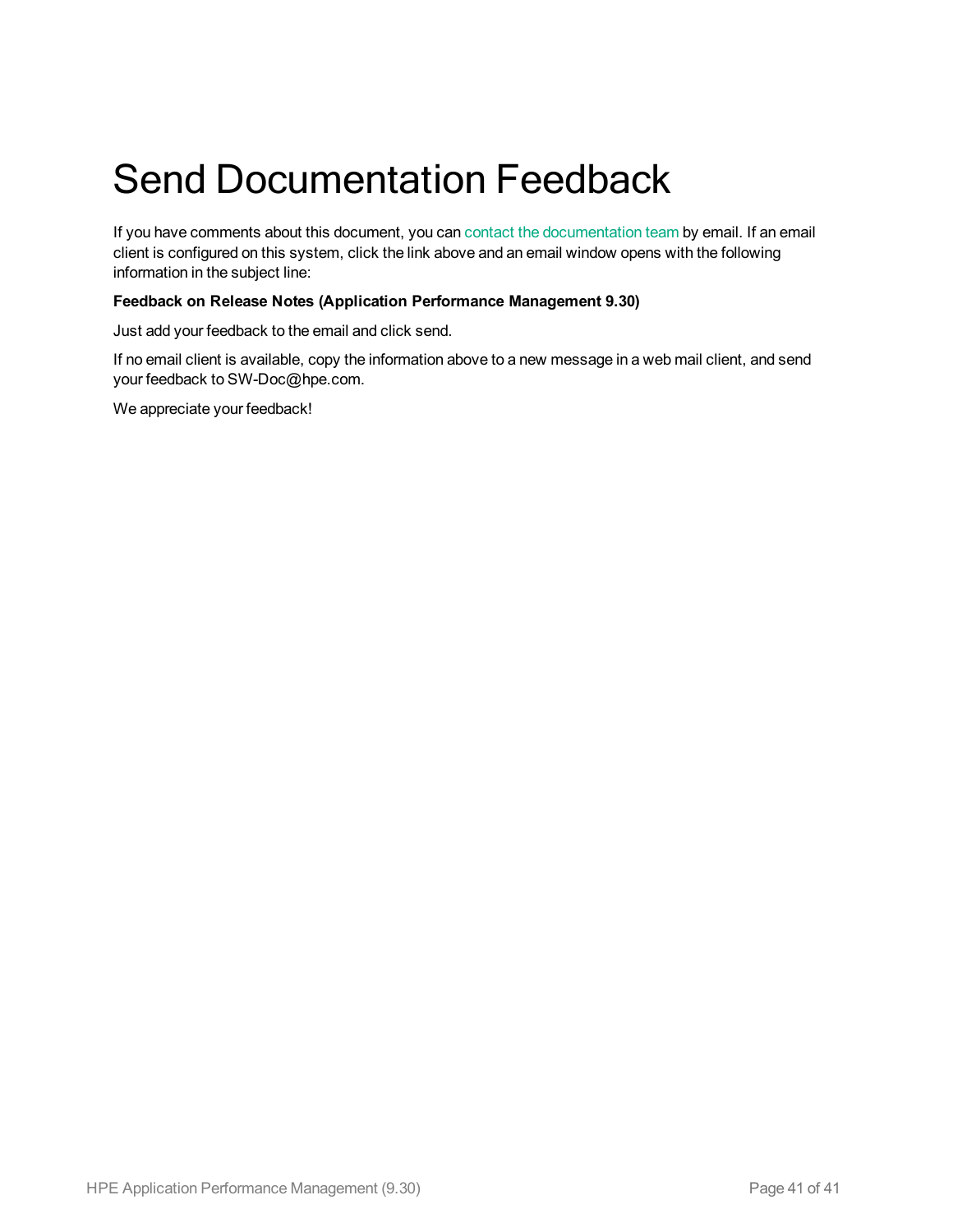# Send Documentation Feedback

If you have comments about this document, you can contact the documentation team by email. If an email client is configured on this system, click the link above and an email window opens with the following information in the subject line:

**Feedback on Release Notes (Application Performance Management 9.30)**

Just add your feedback to the email and click send.

If no email client is available, copy the information above to a new message in a web mail client, and send your feedback to SW-Doc@hpe.com.

We appreciate your feedback!